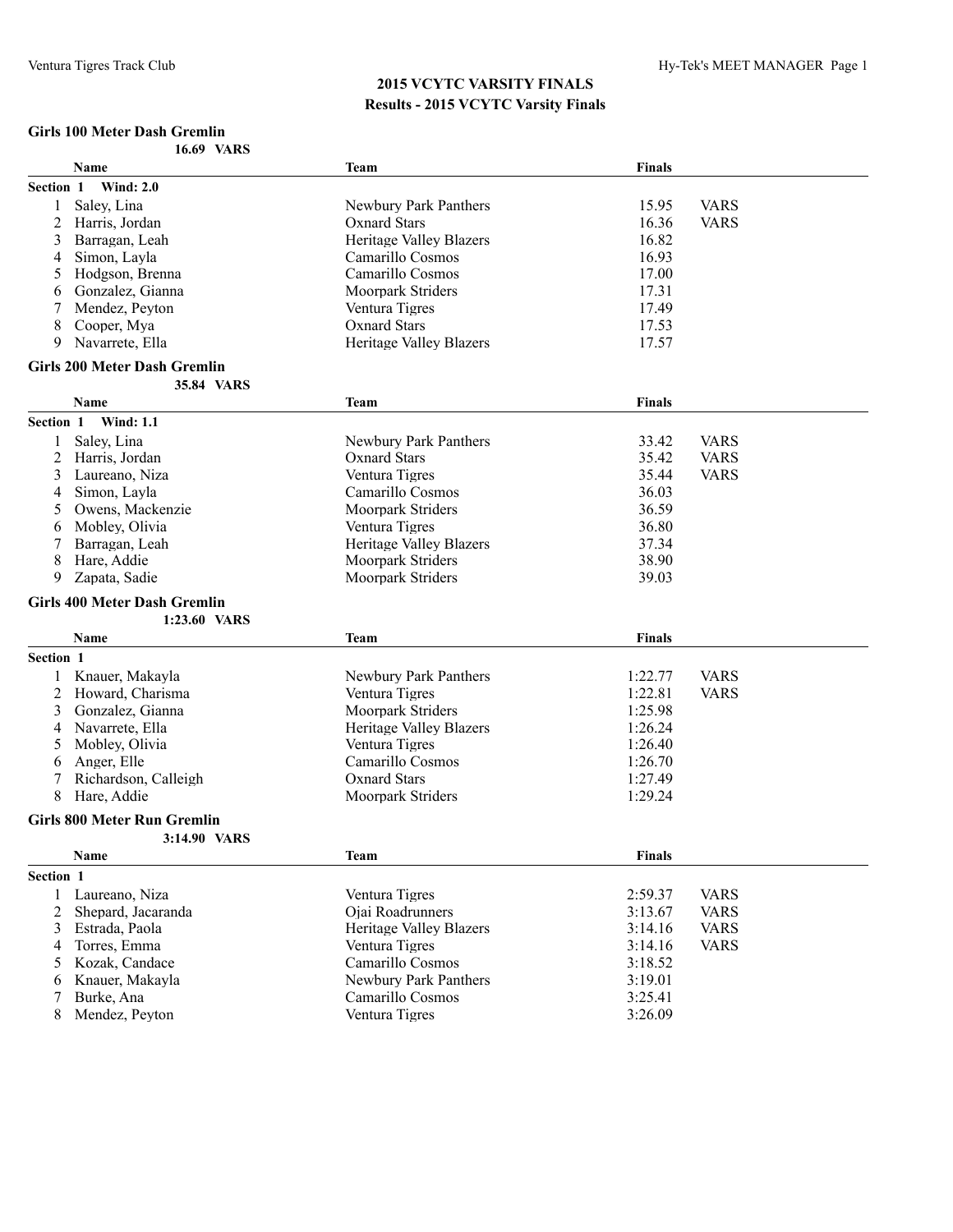# 2015 VCYTC VARSITY FINALS

## Results - 2015 VCYTC Varsity Finals

### Girls 100 Meter Dash Gremlin

**16.69 VARS**

**Section 1 Wind: 2.0**

| | Name | Team | Finals | |
|---|---|---|---|---|
| 1 | Saley, Lina | Newbury Park Panthers | 15.95 | VARS |
| 2 | Harris, Jordan | Oxnard Stars | 16.36 | VARS |
| 3 | Barragan, Leah | Heritage Valley Blazers | 16.82 | |
| 4 | Simon, Layla | Camarillo Cosmos | 16.93 | |
| 5 | Hodgson, Brenna | Camarillo Cosmos | 17.00 | |
| 6 | Gonzalez, Gianna | Moorpark Striders | 17.31 | |
| 7 | Mendez, Peyton | Ventura Tigres | 17.49 | |
| 8 | Cooper, Mya | Oxnard Stars | 17.53 | |
| 9 | Navarrete, Ella | Heritage Valley Blazers | 17.57 | |

### Girls 200 Meter Dash Gremlin

**35.84 VARS**

**Section 1 Wind: 1.1**

| | Name | Team | Finals | |
|---|---|---|---|---|
| 1 | Saley, Lina | Newbury Park Panthers | 33.42 | VARS |
| 2 | Harris, Jordan | Oxnard Stars | 35.42 | VARS |
| 3 | Laureano, Niza | Ventura Tigres | 35.44 | VARS |
| 4 | Simon, Layla | Camarillo Cosmos | 36.03 | |
| 5 | Owens, Mackenzie | Moorpark Striders | 36.59 | |
| 6 | Mobley, Olivia | Ventura Tigres | 36.80 | |
| 7 | Barragan, Leah | Heritage Valley Blazers | 37.34 | |
| 8 | Hare, Addie | Moorpark Striders | 38.90 | |
| 9 | Zapata, Sadie | Moorpark Striders | 39.03 | |

### Girls 400 Meter Dash Gremlin

**1:23.60 VARS**

**Section 1**

| | Name | Team | Finals | |
|---|---|---|---|---|
| 1 | Knauer, Makayla | Newbury Park Panthers | 1:22.77 | VARS |
| 2 | Howard, Charisma | Ventura Tigres | 1:22.81 | VARS |
| 3 | Gonzalez, Gianna | Moorpark Striders | 1:25.98 | |
| 4 | Navarrete, Ella | Heritage Valley Blazers | 1:26.24 | |
| 5 | Mobley, Olivia | Ventura Tigres | 1:26.40 | |
| 6 | Anger, Elle | Camarillo Cosmos | 1:26.70 | |
| 7 | Richardson, Calleigh | Oxnard Stars | 1:27.49 | |
| 8 | Hare, Addie | Moorpark Striders | 1:29.24 | |

### Girls 800 Meter Run Gremlin

**3:14.90 VARS**

**Section 1**

| | Name | Team | Finals | |
|---|---|---|---|---|
| 1 | Laureano, Niza | Ventura Tigres | 2:59.37 | VARS |
| 2 | Shepard, Jacaranda | Ojai Roadrunners | 3:13.67 | VARS |
| 3 | Estrada, Paola | Heritage Valley Blazers | 3:14.16 | VARS |
| 4 | Torres, Emma | Ventura Tigres | 3:14.16 | VARS |
| 5 | Kozak, Candace | Camarillo Cosmos | 3:18.52 | |
| 6 | Knauer, Makayla | Newbury Park Panthers | 3:19.01 | |
| 7 | Burke, Ana | Camarillo Cosmos | 3:25.41 | |
| 8 | Mendez, Peyton | Ventura Tigres | 3:26.09 | |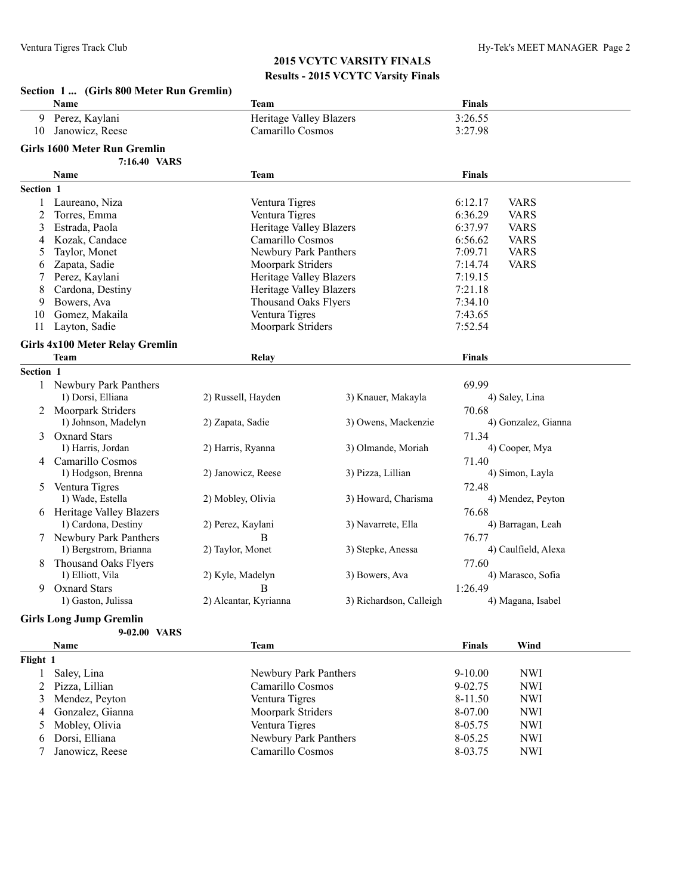## 2015 VCYTC VARSITY FINALS

### Results - 2015 VCYTC Varsity Finals

**Section 1 ... (Girls 800 Meter Run Gremlin)**

| | Name | Team | Finals |
|---|---|---|---|
| 9 | Perez, Kaylani | Heritage Valley Blazers | 3:26.55 |
| 10 | Janowicz, Reese | Camarillo Cosmos | 3:27.98 |

**Girls 1600 Meter Run Gremlin**

7:16.40 VARS

| | Name | Team | Finals | |
|---|---|---|---|---|
| **Section 1** | | | | |
| 1 | Laureano, Niza | Ventura Tigres | 6:12.17 | VARS |
| 2 | Torres, Emma | Ventura Tigres | 6:36.29 | VARS |
| 3 | Estrada, Paola | Heritage Valley Blazers | 6:37.97 | VARS |
| 4 | Kozak, Candace | Camarillo Cosmos | 6:56.62 | VARS |
| 5 | Taylor, Monet | Newbury Park Panthers | 7:09.71 | VARS |
| 6 | Zapata, Sadie | Moorpark Striders | 7:14.74 | VARS |
| 7 | Perez, Kaylani | Heritage Valley Blazers | 7:19.15 | |
| 8 | Cardona, Destiny | Heritage Valley Blazers | 7:21.18 | |
| 9 | Bowers, Ava | Thousand Oaks Flyers | 7:34.10 | |
| 10 | Gomez, Makaila | Ventura Tigres | 7:43.65 | |
| 11 | Layton, Sadie | Moorpark Striders | 7:52.54 | |

**Girls 4x100 Meter Relay Gremlin**

| | Team | Relay | | Finals |
|---|---|---|---|---|
| **Section 1** | | | | |
| 1 | Newbury Park Panthers | | | 69.99 |
| | 1) Dorsi, Elliana | 2) Russell, Hayden | 3) Knauer, Makayla | 4) Saley, Lina |
| 2 | Moorpark Striders | | | 70.68 |
| | 1) Johnson, Madelyn | 2) Zapata, Sadie | 3) Owens, Mackenzie | 4) Gonzalez, Gianna |
| 3 | Oxnard Stars | | | 71.34 |
| | 1) Harris, Jordan | 2) Harris, Ryanna | 3) Olmande, Moriah | 4) Cooper, Mya |
| 4 | Camarillo Cosmos | | | 71.40 |
| | 1) Hodgson, Brenna | 2) Janowicz, Reese | 3) Pizza, Lillian | 4) Simon, Layla |
| 5 | Ventura Tigres | | | 72.48 |
| | 1) Wade, Estella | 2) Mobley, Olivia | 3) Howard, Charisma | 4) Mendez, Peyton |
| 6 | Heritage Valley Blazers | | | 76.68 |
| | 1) Cardona, Destiny | 2) Perez, Kaylani | 3) Navarrete, Ella | 4) Barragan, Leah |
| 7 | Newbury Park Panthers | B | | 76.77 |
| | 1) Bergstrom, Brianna | 2) Taylor, Monet | 3) Stepke, Anessa | 4) Caulfield, Alexa |
| 8 | Thousand Oaks Flyers | | | 77.60 |
| | 1) Elliott, Vila | 2) Kyle, Madelyn | 3) Bowers, Ava | 4) Marasco, Sofia |
| 9 | Oxnard Stars | B | | 1:26.49 |
| | 1) Gaston, Julissa | 2) Alcantar, Kyrianna | 3) Richardson, Calleigh | 4) Magana, Isabel |

**Girls Long Jump Gremlin**

9-02.00 VARS

| | Name | Team | Finals | Wind |
|---|---|---|---|---|
| **Flight 1** | | | | |
| 1 | Saley, Lina | Newbury Park Panthers | 9-10.00 | NWI |
| 2 | Pizza, Lillian | Camarillo Cosmos | 9-02.75 | NWI |
| 3 | Mendez, Peyton | Ventura Tigres | 8-11.50 | NWI |
| 4 | Gonzalez, Gianna | Moorpark Striders | 8-07.00 | NWI |
| 5 | Mobley, Olivia | Ventura Tigres | 8-05.75 | NWI |
| 6 | Dorsi, Elliana | Newbury Park Panthers | 8-05.25 | NWI |
| 7 | Janowicz, Reese | Camarillo Cosmos | 8-03.75 | NWI |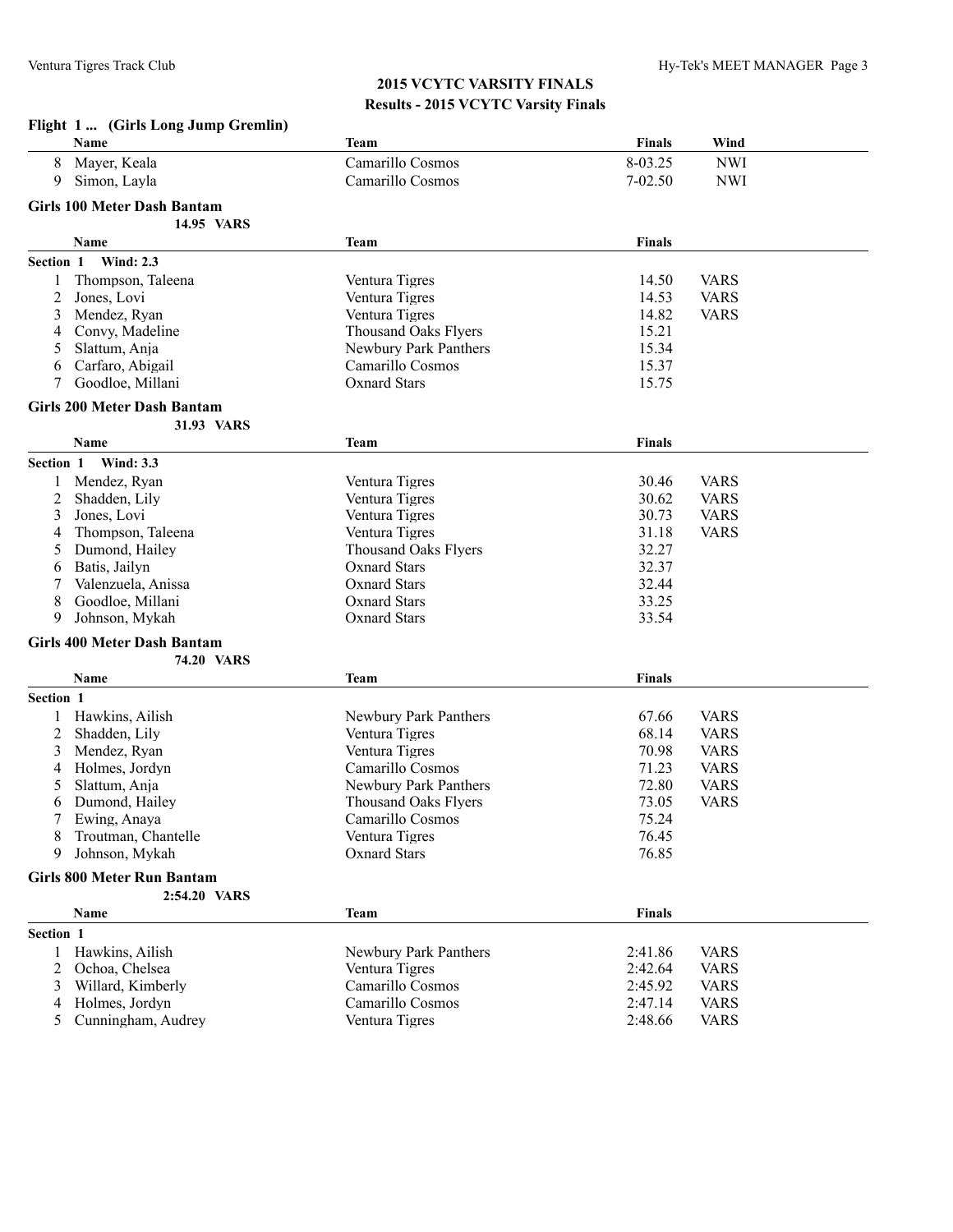## 2015 VCYTC VARSITY FINALS

### Results - 2015 VCYTC Varsity Finals

**Flight 1 ... (Girls Long Jump Gremlin)**

| | Name | Team | Finals | Wind |
|---|---|---|---|---|
| 8 | Mayer, Keala | Camarillo Cosmos | 8-03.25 | NWI |
| 9 | Simon, Layla | Camarillo Cosmos | 7-02.50 | NWI |

**Girls 100 Meter Dash Bantam**

14.95 VARS

**Section 1 Wind: 2.3**

| | Name | Team | Finals | |
|---|---|---|---|---|
| 1 | Thompson, Taleena | Ventura Tigres | 14.50 | VARS |
| 2 | Jones, Lovi | Ventura Tigres | 14.53 | VARS |
| 3 | Mendez, Ryan | Ventura Tigres | 14.82 | VARS |
| 4 | Convy, Madeline | Thousand Oaks Flyers | 15.21 | |
| 5 | Slattum, Anja | Newbury Park Panthers | 15.34 | |
| 6 | Carfaro, Abigail | Camarillo Cosmos | 15.37 | |
| 7 | Goodloe, Millani | Oxnard Stars | 15.75 | |

**Girls 200 Meter Dash Bantam**

31.93 VARS

**Section 1 Wind: 3.3**

| | Name | Team | Finals | |
|---|---|---|---|---|
| 1 | Mendez, Ryan | Ventura Tigres | 30.46 | VARS |
| 2 | Shadden, Lily | Ventura Tigres | 30.62 | VARS |
| 3 | Jones, Lovi | Ventura Tigres | 30.73 | VARS |
| 4 | Thompson, Taleena | Ventura Tigres | 31.18 | VARS |
| 5 | Dumond, Hailey | Thousand Oaks Flyers | 32.27 | |
| 6 | Batis, Jailyn | Oxnard Stars | 32.37 | |
| 7 | Valenzuela, Anissa | Oxnard Stars | 32.44 | |
| 8 | Goodloe, Millani | Oxnard Stars | 33.25 | |
| 9 | Johnson, Mykah | Oxnard Stars | 33.54 | |

**Girls 400 Meter Dash Bantam**

74.20 VARS

**Section 1**

| | Name | Team | Finals | |
|---|---|---|---|---|
| 1 | Hawkins, Ailish | Newbury Park Panthers | 67.66 | VARS |
| 2 | Shadden, Lily | Ventura Tigres | 68.14 | VARS |
| 3 | Mendez, Ryan | Ventura Tigres | 70.98 | VARS |
| 4 | Holmes, Jordyn | Camarillo Cosmos | 71.23 | VARS |
| 5 | Slattum, Anja | Newbury Park Panthers | 72.80 | VARS |
| 6 | Dumond, Hailey | Thousand Oaks Flyers | 73.05 | VARS |
| 7 | Ewing, Anaya | Camarillo Cosmos | 75.24 | |
| 8 | Troutman, Chantelle | Ventura Tigres | 76.45 | |
| 9 | Johnson, Mykah | Oxnard Stars | 76.85 | |

**Girls 800 Meter Run Bantam**

2:54.20 VARS

**Section 1**

| | Name | Team | Finals | |
|---|---|---|---|---|
| 1 | Hawkins, Ailish | Newbury Park Panthers | 2:41.86 | VARS |
| 2 | Ochoa, Chelsea | Ventura Tigres | 2:42.64 | VARS |
| 3 | Willard, Kimberly | Camarillo Cosmos | 2:45.92 | VARS |
| 4 | Holmes, Jordyn | Camarillo Cosmos | 2:47.14 | VARS |
| 5 | Cunningham, Audrey | Ventura Tigres | 2:48.66 | VARS |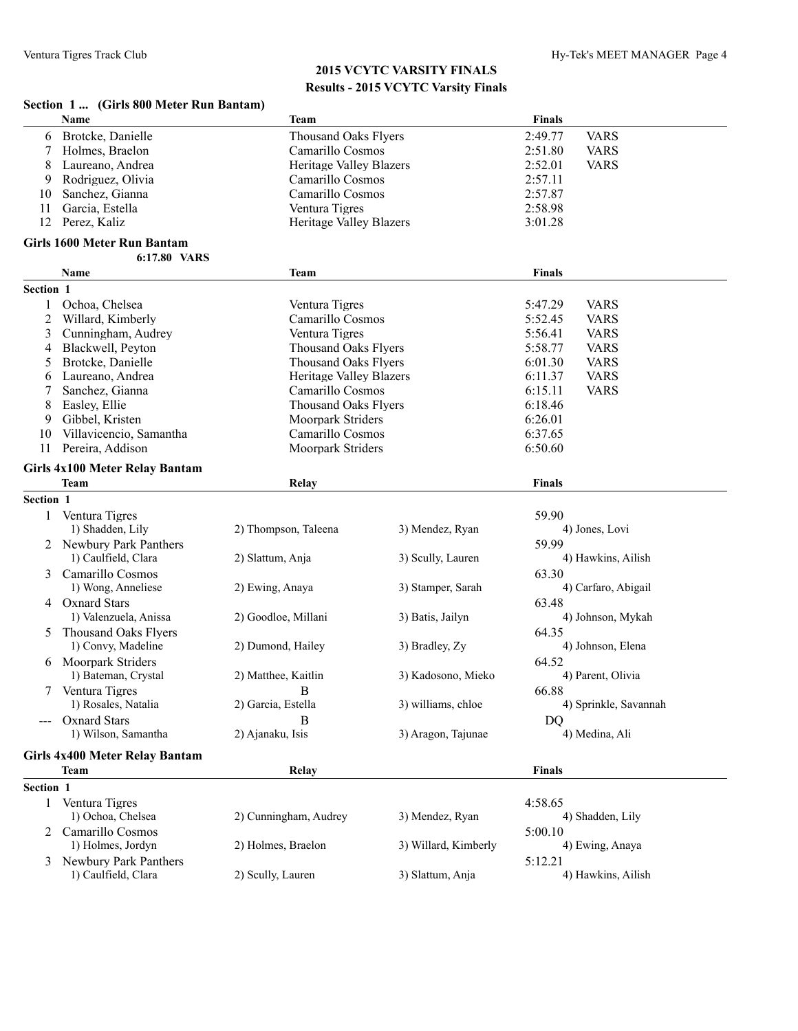# 2015 VCYTC VARSITY FINALS

## Results - 2015 VCYTC Varsity Finals

### Section 1 ... (Girls 800 Meter Run Bantam)

| | Name | Team | Finals | |
|---|---|---|---|---|
| 6 | Brotcke, Danielle | Thousand Oaks Flyers | 2:49.77 | VARS |
| 7 | Holmes, Braelon | Camarillo Cosmos | 2:51.80 | VARS |
| 8 | Laureano, Andrea | Heritage Valley Blazers | 2:52.01 | VARS |
| 9 | Rodriguez, Olivia | Camarillo Cosmos | 2:57.11 | |
| 10 | Sanchez, Gianna | Camarillo Cosmos | 2:57.87 | |
| 11 | Garcia, Estella | Ventura Tigres | 2:58.98 | |
| 12 | Perez, Kaliz | Heritage Valley Blazers | 3:01.28 | |

### Girls 1600 Meter Run Bantam

6:17.80 VARS

**Section 1**

| | Name | Team | Finals | |
|---|---|---|---|---|
| 1 | Ochoa, Chelsea | Ventura Tigres | 5:47.29 | VARS |
| 2 | Willard, Kimberly | Camarillo Cosmos | 5:52.45 | VARS |
| 3 | Cunningham, Audrey | Ventura Tigres | 5:56.41 | VARS |
| 4 | Blackwell, Peyton | Thousand Oaks Flyers | 5:58.77 | VARS |
| 5 | Brotcke, Danielle | Thousand Oaks Flyers | 6:01.30 | VARS |
| 6 | Laureano, Andrea | Heritage Valley Blazers | 6:11.37 | VARS |
| 7 | Sanchez, Gianna | Camarillo Cosmos | 6:15.11 | VARS |
| 8 | Easley, Ellie | Thousand Oaks Flyers | 6:18.46 | |
| 9 | Gibbel, Kristen | Moorpark Striders | 6:26.01 | |
| 10 | Villavicencio, Samantha | Camarillo Cosmos | 6:37.65 | |
| 11 | Pereira, Addison | Moorpark Striders | 6:50.60 | |

### Girls 4x100 Meter Relay Bantam

**Section 1**

| | Team | Relay | | Finals |
|---|---|---|---|---|
| 1 | Ventura Tigres | | | 59.90 |
| | 1) Shadden, Lily | 2) Thompson, Taleena | 3) Mendez, Ryan | 4) Jones, Lovi |
| 2 | Newbury Park Panthers | | | 59.99 |
| | 1) Caulfield, Clara | 2) Slattum, Anja | 3) Scully, Lauren | 4) Hawkins, Ailish |
| 3 | Camarillo Cosmos | | | 63.30 |
| | 1) Wong, Anneliese | 2) Ewing, Anaya | 3) Stamper, Sarah | 4) Carfaro, Abigail |
| 4 | Oxnard Stars | | | 63.48 |
| | 1) Valenzuela, Anissa | 2) Goodloe, Millani | 3) Batis, Jailyn | 4) Johnson, Mykah |
| 5 | Thousand Oaks Flyers | | | 64.35 |
| | 1) Convy, Madeline | 2) Dumond, Hailey | 3) Bradley, Zy | 4) Johnson, Elena |
| 6 | Moorpark Striders | | | 64.52 |
| | 1) Bateman, Crystal | 2) Matthee, Kaitlin | 3) Kadosono, Mieko | 4) Parent, Olivia |
| 7 | Ventura Tigres | B | | 66.88 |
| | 1) Rosales, Natalia | 2) Garcia, Estella | 3) williams, chloe | 4) Sprinkle, Savannah |
| --- | Oxnard Stars | B | | DQ |
| | 1) Wilson, Samantha | 2) Ajanaku, Isis | 3) Aragon, Tajunae | 4) Medina, Ali |

### Girls 4x400 Meter Relay Bantam

**Section 1**

| | Team | Relay | | Finals |
|---|---|---|---|---|
| 1 | Ventura Tigres | | | 4:58.65 |
| | 1) Ochoa, Chelsea | 2) Cunningham, Audrey | 3) Mendez, Ryan | 4) Shadden, Lily |
| 2 | Camarillo Cosmos | | | 5:00.10 |
| | 1) Holmes, Jordyn | 2) Holmes, Braelon | 3) Willard, Kimberly | 4) Ewing, Anaya |
| 3 | Newbury Park Panthers | | | 5:12.21 |
| | 1) Caulfield, Clara | 2) Scully, Lauren | 3) Slattum, Anja | 4) Hawkins, Ailish |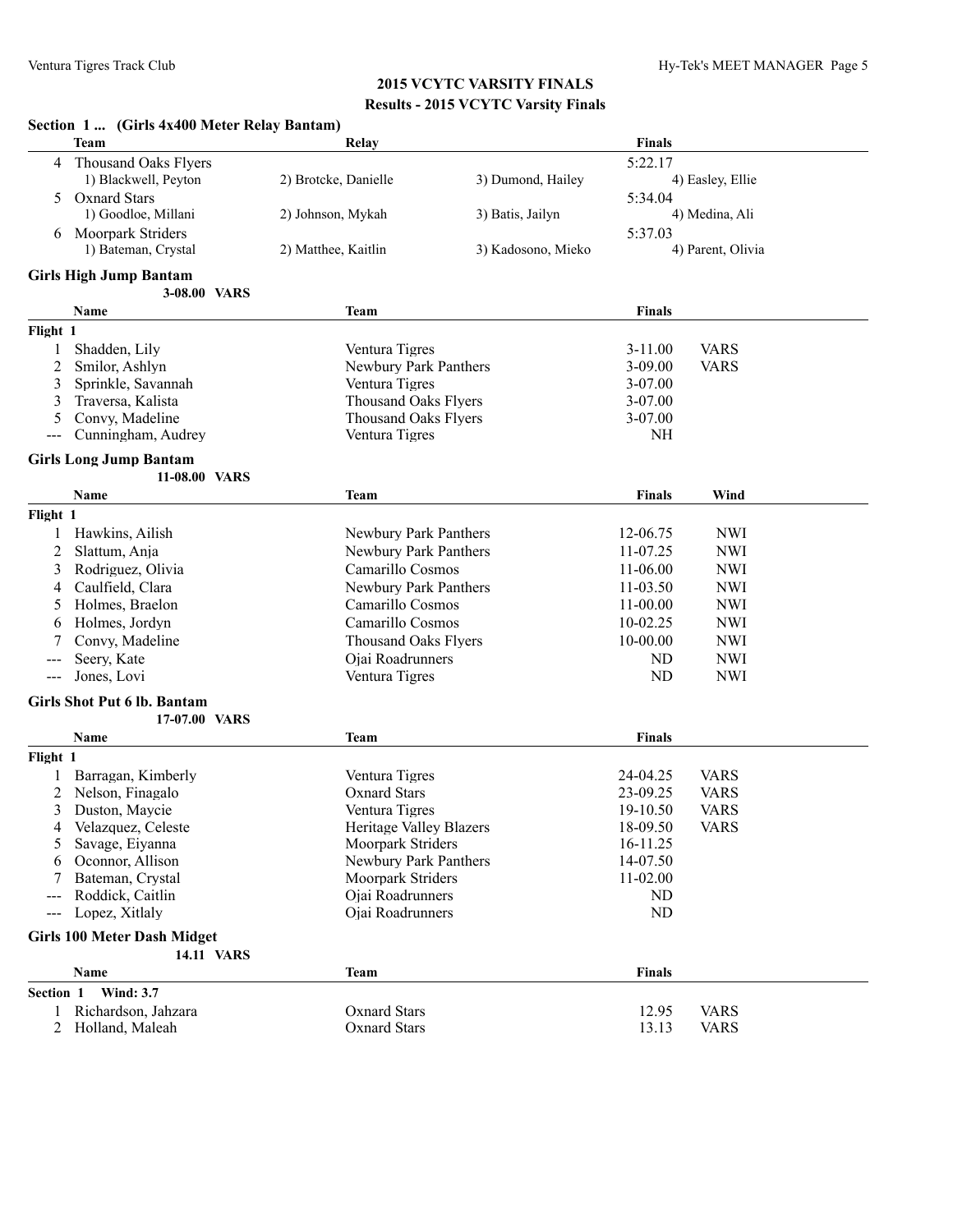## 2015 VCYTC VARSITY FINALS

### Results - 2015 VCYTC Varsity Finals

**Section 1 ... (Girls 4x400 Meter Relay Bantam)**

| | Team | Relay | | Finals |
|---|---|---|---|---|
| 4 | Thousand Oaks Flyers | | | 5:22.17 |
| | 1) Blackwell, Peyton | 2) Brotcke, Danielle | 3) Dumond, Hailey | 4) Easley, Ellie |
| 5 | Oxnard Stars | | | 5:34.04 |
| | 1) Goodloe, Millani | 2) Johnson, Mykah | 3) Batis, Jailyn | 4) Medina, Ali |
| 6 | Moorpark Striders | | | 5:37.03 |
| | 1) Bateman, Crystal | 2) Matthee, Kaitlin | 3) Kadosono, Mieko | 4) Parent, Olivia |

**Girls High Jump Bantam**

3-08.00 VARS

| | Name | Team | Finals | |
|---|---|---|---|---|
| **Flight 1** | | | | |
| 1 | Shadden, Lily | Ventura Tigres | 3-11.00 | VARS |
| 2 | Smilor, Ashlyn | Newbury Park Panthers | 3-09.00 | VARS |
| 3 | Sprinkle, Savannah | Ventura Tigres | 3-07.00 | |
| 3 | Traversa, Kalista | Thousand Oaks Flyers | 3-07.00 | |
| 5 | Convy, Madeline | Thousand Oaks Flyers | 3-07.00 | |
| --- | Cunningham, Audrey | Ventura Tigres | NH | |

**Girls Long Jump Bantam**

11-08.00 VARS

| | Name | Team | Finals | Wind |
|---|---|---|---|---|
| **Flight 1** | | | | |
| 1 | Hawkins, Ailish | Newbury Park Panthers | 12-06.75 | NWI |
| 2 | Slattum, Anja | Newbury Park Panthers | 11-07.25 | NWI |
| 3 | Rodriguez, Olivia | Camarillo Cosmos | 11-06.00 | NWI |
| 4 | Caulfield, Clara | Newbury Park Panthers | 11-03.50 | NWI |
| 5 | Holmes, Braelon | Camarillo Cosmos | 11-00.00 | NWI |
| 6 | Holmes, Jordyn | Camarillo Cosmos | 10-02.25 | NWI |
| 7 | Convy, Madeline | Thousand Oaks Flyers | 10-00.00 | NWI |
| --- | Seery, Kate | Ojai Roadrunners | ND | NWI |
| --- | Jones, Lovi | Ventura Tigres | ND | NWI |

**Girls Shot Put 6 lb. Bantam**

17-07.00 VARS

| | Name | Team | Finals | |
|---|---|---|---|---|
| **Flight 1** | | | | |
| 1 | Barragan, Kimberly | Ventura Tigres | 24-04.25 | VARS |
| 2 | Nelson, Finagalo | Oxnard Stars | 23-09.25 | VARS |
| 3 | Duston, Maycie | Ventura Tigres | 19-10.50 | VARS |
| 4 | Velazquez, Celeste | Heritage Valley Blazers | 18-09.50 | VARS |
| 5 | Savage, Eiyanna | Moorpark Striders | 16-11.25 | |
| 6 | Oconnor, Allison | Newbury Park Panthers | 14-07.50 | |
| 7 | Bateman, Crystal | Moorpark Striders | 11-02.00 | |
| --- | Roddick, Caitlin | Ojai Roadrunners | ND | |
| --- | Lopez, Xitlaly | Ojai Roadrunners | ND | |

**Girls 100 Meter Dash Midget**

14.11 VARS

| | Name | Team | Finals | |
|---|---|---|---|---|
| **Section 1 Wind: 3.7** | | | | |
| 1 | Richardson, Jahzara | Oxnard Stars | 12.95 | VARS |
| 2 | Holland, Maleah | Oxnard Stars | 13.13 | VARS |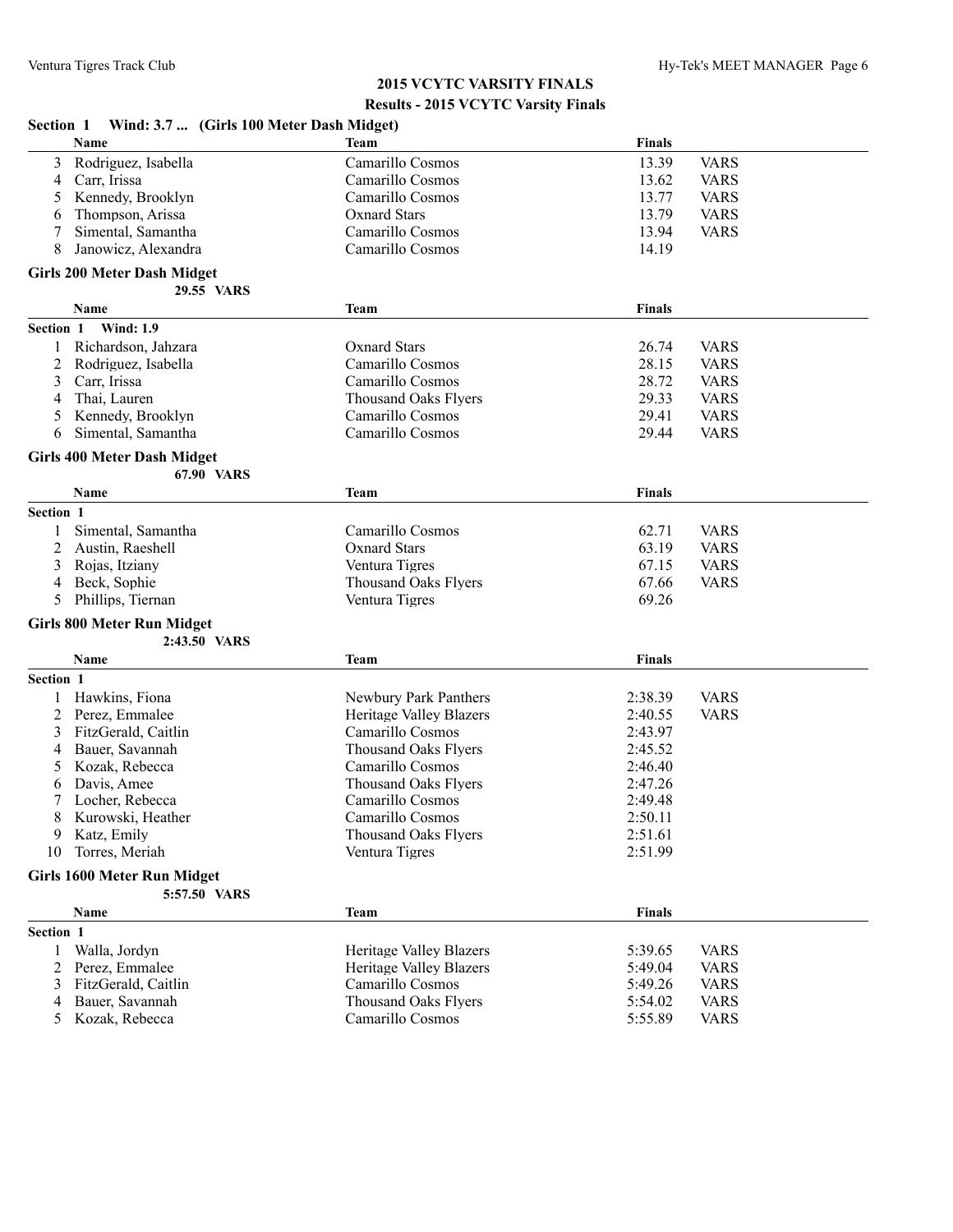## 2015 VCYTC VARSITY FINALS

### Results - 2015 VCYTC Varsity Finals

**Section 1 Wind: 3.7 ... (Girls 100 Meter Dash Midget)**

| | Name | Team | Finals | |
|---|---|---|---|---|
| 3 | Rodriguez, Isabella | Camarillo Cosmos | 13.39 | VARS |
| 4 | Carr, Irissa | Camarillo Cosmos | 13.62 | VARS |
| 5 | Kennedy, Brooklyn | Camarillo Cosmos | 13.77 | VARS |
| 6 | Thompson, Arissa | Oxnard Stars | 13.79 | VARS |
| 7 | Simental, Samantha | Camarillo Cosmos | 13.94 | VARS |
| 8 | Janowicz, Alexandra | Camarillo Cosmos | 14.19 | |

**Girls 200 Meter Dash Midget**

29.55 VARS

| | Name | Team | Finals | |
|---|---|---|---|---|
| **Section 1** | **Wind: 1.9** | | | |
| 1 | Richardson, Jahzara | Oxnard Stars | 26.74 | VARS |
| 2 | Rodriguez, Isabella | Camarillo Cosmos | 28.15 | VARS |
| 3 | Carr, Irissa | Camarillo Cosmos | 28.72 | VARS |
| 4 | Thai, Lauren | Thousand Oaks Flyers | 29.33 | VARS |
| 5 | Kennedy, Brooklyn | Camarillo Cosmos | 29.41 | VARS |
| 6 | Simental, Samantha | Camarillo Cosmos | 29.44 | VARS |

**Girls 400 Meter Dash Midget**

67.90 VARS

| | Name | Team | Finals | |
|---|---|---|---|---|
| **Section 1** | | | | |
| 1 | Simental, Samantha | Camarillo Cosmos | 62.71 | VARS |
| 2 | Austin, Raeshell | Oxnard Stars | 63.19 | VARS |
| 3 | Rojas, Itziany | Ventura Tigres | 67.15 | VARS |
| 4 | Beck, Sophie | Thousand Oaks Flyers | 67.66 | VARS |
| 5 | Phillips, Tiernan | Ventura Tigres | 69.26 | |

**Girls 800 Meter Run Midget**

2:43.50 VARS

| | Name | Team | Finals | |
|---|---|---|---|---|
| **Section 1** | | | | |
| 1 | Hawkins, Fiona | Newbury Park Panthers | 2:38.39 | VARS |
| 2 | Perez, Emmalee | Heritage Valley Blazers | 2:40.55 | VARS |
| 3 | FitzGerald, Caitlin | Camarillo Cosmos | 2:43.97 | |
| 4 | Bauer, Savannah | Thousand Oaks Flyers | 2:45.52 | |
| 5 | Kozak, Rebecca | Camarillo Cosmos | 2:46.40 | |
| 6 | Davis, Amee | Thousand Oaks Flyers | 2:47.26 | |
| 7 | Locher, Rebecca | Camarillo Cosmos | 2:49.48 | |
| 8 | Kurowski, Heather | Camarillo Cosmos | 2:50.11 | |
| 9 | Katz, Emily | Thousand Oaks Flyers | 2:51.61 | |
| 10 | Torres, Meriah | Ventura Tigres | 2:51.99 | |

**Girls 1600 Meter Run Midget**

5:57.50 VARS

| | Name | Team | Finals | |
|---|---|---|---|---|
| **Section 1** | | | | |
| 1 | Walla, Jordyn | Heritage Valley Blazers | 5:39.65 | VARS |
| 2 | Perez, Emmalee | Heritage Valley Blazers | 5:49.04 | VARS |
| 3 | FitzGerald, Caitlin | Camarillo Cosmos | 5:49.26 | VARS |
| 4 | Bauer, Savannah | Thousand Oaks Flyers | 5:54.02 | VARS |
| 5 | Kozak, Rebecca | Camarillo Cosmos | 5:55.89 | VARS |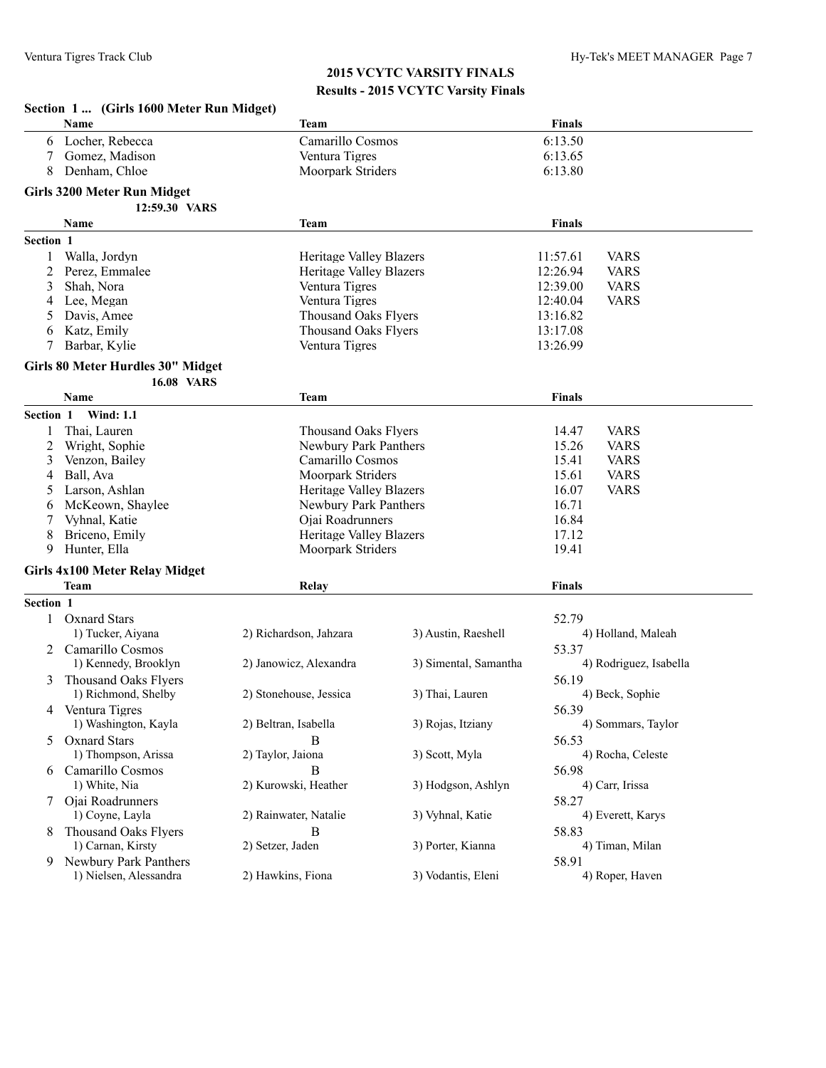## 2015 VCYTC VARSITY FINALS

### Results - 2015 VCYTC Varsity Finals

#### Section 1 ... (Girls 1600 Meter Run Midget)

| | Name | Team | Finals |
|---|---|---|---|
| 6 | Locher, Rebecca | Camarillo Cosmos | 6:13.50 |
| 7 | Gomez, Madison | Ventura Tigres | 6:13.65 |
| 8 | Denham, Chloe | Moorpark Striders | 6:13.80 |

#### Girls 3200 Meter Run Midget

12:59.30 VARS

| | Name | Team | Finals | |
|---|---|---|---|---|
| **Section 1** | | | | |
| 1 | Walla, Jordyn | Heritage Valley Blazers | 11:57.61 | VARS |
| 2 | Perez, Emmalee | Heritage Valley Blazers | 12:26.94 | VARS |
| 3 | Shah, Nora | Ventura Tigres | 12:39.00 | VARS |
| 4 | Lee, Megan | Ventura Tigres | 12:40.04 | VARS |
| 5 | Davis, Amee | Thousand Oaks Flyers | 13:16.82 | |
| 6 | Katz, Emily | Thousand Oaks Flyers | 13:17.08 | |
| 7 | Barbar, Kylie | Ventura Tigres | 13:26.99 | |

#### Girls 80 Meter Hurdles 30" Midget

16.08 VARS

| | Name | Team | Finals | |
|---|---|---|---|---|
| **Section 1 Wind: 1.1** | | | | |
| 1 | Thai, Lauren | Thousand Oaks Flyers | 14.47 | VARS |
| 2 | Wright, Sophie | Newbury Park Panthers | 15.26 | VARS |
| 3 | Venzon, Bailey | Camarillo Cosmos | 15.41 | VARS |
| 4 | Ball, Ava | Moorpark Striders | 15.61 | VARS |
| 5 | Larson, Ashlan | Heritage Valley Blazers | 16.07 | VARS |
| 6 | McKeown, Shaylee | Newbury Park Panthers | 16.71 | |
| 7 | Vyhnal, Katie | Ojai Roadrunners | 16.84 | |
| 8 | Briceno, Emily | Heritage Valley Blazers | 17.12 | |
| 9 | Hunter, Ella | Moorpark Striders | 19.41 | |

#### Girls 4x100 Meter Relay Midget

| | Team | Relay | | Finals |
|---|---|---|---|---|
| **Section 1** | | | | |
| 1 | Oxnard Stars | | | 52.79 |
| | 1) Tucker, Aiyana | 2) Richardson, Jahzara | 3) Austin, Raeshell | 4) Holland, Maleah |
| 2 | Camarillo Cosmos | | | 53.37 |
| | 1) Kennedy, Brooklyn | 2) Janowicz, Alexandra | 3) Simental, Samantha | 4) Rodriguez, Isabella |
| 3 | Thousand Oaks Flyers | | | 56.19 |
| | 1) Richmond, Shelby | 2) Stonehouse, Jessica | 3) Thai, Lauren | 4) Beck, Sophie |
| 4 | Ventura Tigres | | | 56.39 |
| | 1) Washington, Kayla | 2) Beltran, Isabella | 3) Rojas, Itziany | 4) Sommars, Taylor |
| 5 | Oxnard Stars | B | | 56.53 |
| | 1) Thompson, Arissa | 2) Taylor, Jaiona | 3) Scott, Myla | 4) Rocha, Celeste |
| 6 | Camarillo Cosmos | B | | 56.98 |
| | 1) White, Nia | 2) Kurowski, Heather | 3) Hodgson, Ashlyn | 4) Carr, Irissa |
| 7 | Ojai Roadrunners | | | 58.27 |
| | 1) Coyne, Layla | 2) Rainwater, Natalie | 3) Vyhnal, Katie | 4) Everett, Karys |
| 8 | Thousand Oaks Flyers | B | | 58.83 |
| | 1) Carnan, Kirsty | 2) Setzer, Jaden | 3) Porter, Kianna | 4) Timan, Milan |
| 9 | Newbury Park Panthers | | | 58.91 |
| | 1) Nielsen, Alessandra | 2) Hawkins, Fiona | 3) Vodantis, Eleni | 4) Roper, Haven |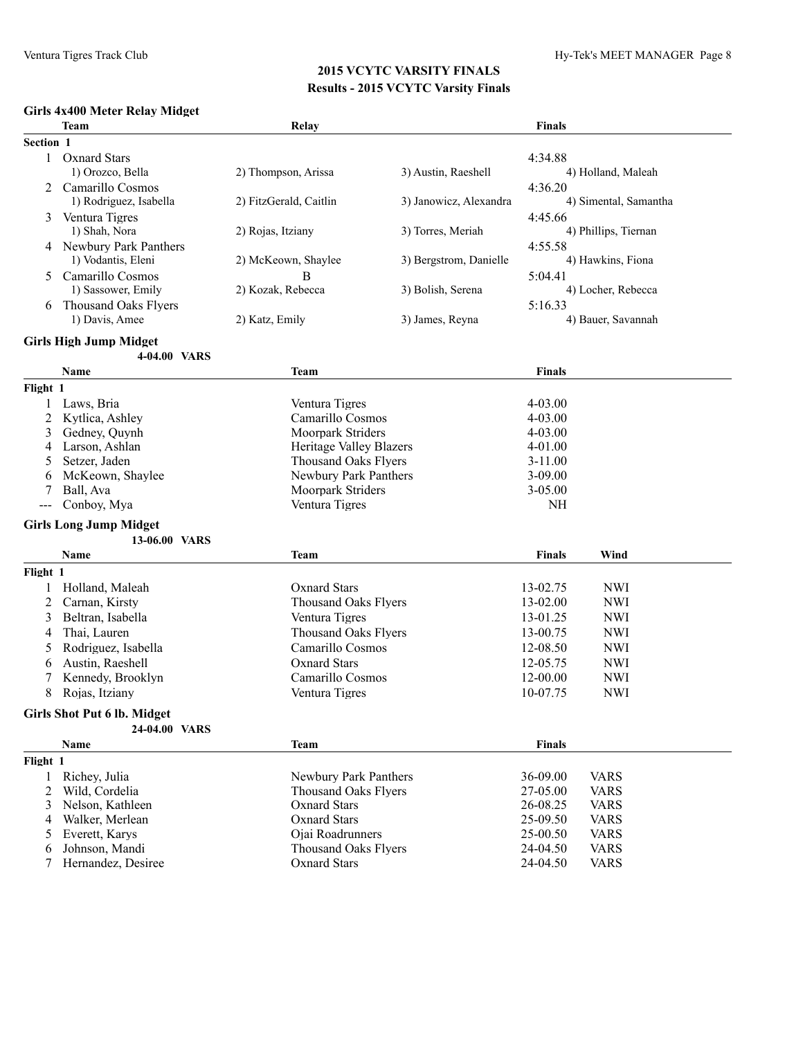## 2015 VCYTC VARSITY FINALS

### Results - 2015 VCYTC Varsity Finals

#### Girls 4x400 Meter Relay Midget

| | Team | Relay | | Finals |
|---|---|---|---|---|
| **Section 1** | | | | |
| 1 | Oxnard Stars | | | 4:34.88 |
| | 1) Orozco, Bella | 2) Thompson, Arissa | 3) Austin, Raeshell | 4) Holland, Maleah |
| 2 | Camarillo Cosmos | | | 4:36.20 |
| | 1) Rodriguez, Isabella | 2) FitzGerald, Caitlin | 3) Janowicz, Alexandra | 4) Simental, Samantha |
| 3 | Ventura Tigres | | | 4:45.66 |
| | 1) Shah, Nora | 2) Rojas, Itziany | 3) Torres, Meriah | 4) Phillips, Tiernan |
| 4 | Newbury Park Panthers | | | 4:55.58 |
| | 1) Vodantis, Eleni | 2) McKeown, Shaylee | 3) Bergstrom, Danielle | 4) Hawkins, Fiona |
| 5 | Camarillo Cosmos | B | | 5:04.41 |
| | 1) Sassower, Emily | 2) Kozak, Rebecca | 3) Bolish, Serena | 4) Locher, Rebecca |
| 6 | Thousand Oaks Flyers | | | 5:16.33 |
| | 1) Davis, Amee | 2) Katz, Emily | 3) James, Reyna | 4) Bauer, Savannah |

#### Girls High Jump Midget

4-04.00 VARS

| | Name | Team | Finals |
|---|---|---|---|
| **Flight 1** | | | |
| 1 | Laws, Bria | Ventura Tigres | 4-03.00 |
| 2 | Kytlica, Ashley | Camarillo Cosmos | 4-03.00 |
| 3 | Gedney, Quynh | Moorpark Striders | 4-03.00 |
| 4 | Larson, Ashlan | Heritage Valley Blazers | 4-01.00 |
| 5 | Setzer, Jaden | Thousand Oaks Flyers | 3-11.00 |
| 6 | McKeown, Shaylee | Newbury Park Panthers | 3-09.00 |
| 7 | Ball, Ava | Moorpark Striders | 3-05.00 |
| --- | Conboy, Mya | Ventura Tigres | NH |

#### Girls Long Jump Midget

13-06.00 VARS

| | Name | Team | Finals | Wind |
|---|---|---|---|---|
| **Flight 1** | | | | |
| 1 | Holland, Maleah | Oxnard Stars | 13-02.75 | NWI |
| 2 | Carnan, Kirsty | Thousand Oaks Flyers | 13-02.00 | NWI |
| 3 | Beltran, Isabella | Ventura Tigres | 13-01.25 | NWI |
| 4 | Thai, Lauren | Thousand Oaks Flyers | 13-00.75 | NWI |
| 5 | Rodriguez, Isabella | Camarillo Cosmos | 12-08.50 | NWI |
| 6 | Austin, Raeshell | Oxnard Stars | 12-05.75 | NWI |
| 7 | Kennedy, Brooklyn | Camarillo Cosmos | 12-00.00 | NWI |
| 8 | Rojas, Itziany | Ventura Tigres | 10-07.75 | NWI |

#### Girls Shot Put 6 lb. Midget

24-04.00 VARS

| | Name | Team | Finals | |
|---|---|---|---|---|
| **Flight 1** | | | | |
| 1 | Richey, Julia | Newbury Park Panthers | 36-09.00 | VARS |
| 2 | Wild, Cordelia | Thousand Oaks Flyers | 27-05.00 | VARS |
| 3 | Nelson, Kathleen | Oxnard Stars | 26-08.25 | VARS |
| 4 | Walker, Merlean | Oxnard Stars | 25-09.50 | VARS |
| 5 | Everett, Karys | Ojai Roadrunners | 25-00.50 | VARS |
| 6 | Johnson, Mandi | Thousand Oaks Flyers | 24-04.50 | VARS |
| 7 | Hernandez, Desiree | Oxnard Stars | 24-04.50 | VARS |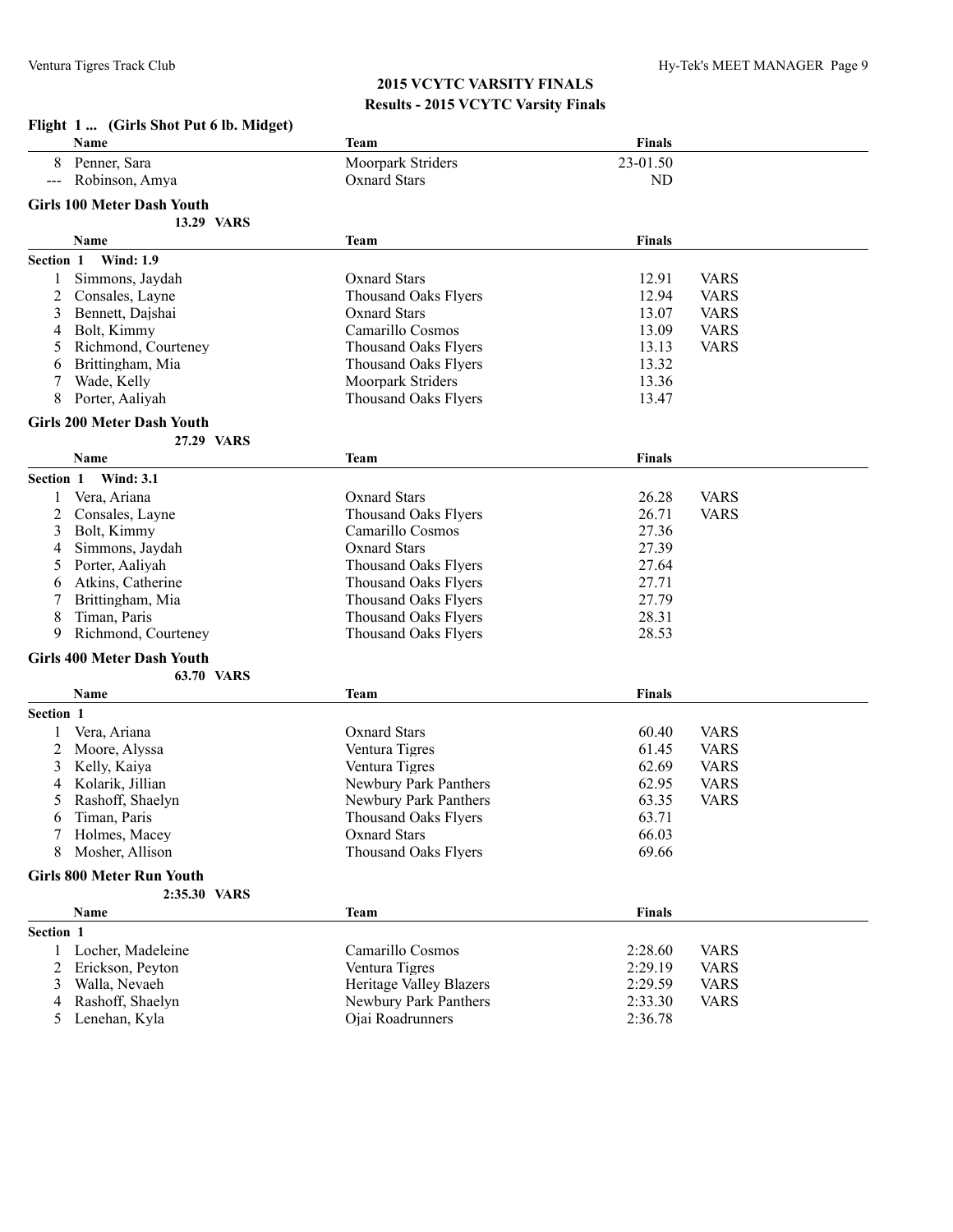## 2015 VCYTC VARSITY FINALS

### Results - 2015 VCYTC Varsity Finals

**Flight 1 ... (Girls Shot Put 6 lb. Midget)**

| | Name | Team | Finals |
|---|---|---|---|
| 8 | Penner, Sara | Moorpark Striders | 23-01.50 |
| --- | Robinson, Amya | Oxnard Stars | ND |

**Girls 100 Meter Dash Youth**

13.29 VARS

**Section 1 Wind: 1.9**

| | Name | Team | Finals | |
|---|---|---|---|---|
| 1 | Simmons, Jaydah | Oxnard Stars | 12.91 | VARS |
| 2 | Consales, Layne | Thousand Oaks Flyers | 12.94 | VARS |
| 3 | Bennett, Dajshai | Oxnard Stars | 13.07 | VARS |
| 4 | Bolt, Kimmy | Camarillo Cosmos | 13.09 | VARS |
| 5 | Richmond, Courteney | Thousand Oaks Flyers | 13.13 | VARS |
| 6 | Brittingham, Mia | Thousand Oaks Flyers | 13.32 | |
| 7 | Wade, Kelly | Moorpark Striders | 13.36 | |
| 8 | Porter, Aaliyah | Thousand Oaks Flyers | 13.47 | |

**Girls 200 Meter Dash Youth**

27.29 VARS

**Section 1 Wind: 3.1**

| | Name | Team | Finals | |
|---|---|---|---|---|
| 1 | Vera, Ariana | Oxnard Stars | 26.28 | VARS |
| 2 | Consales, Layne | Thousand Oaks Flyers | 26.71 | VARS |
| 3 | Bolt, Kimmy | Camarillo Cosmos | 27.36 | |
| 4 | Simmons, Jaydah | Oxnard Stars | 27.39 | |
| 5 | Porter, Aaliyah | Thousand Oaks Flyers | 27.64 | |
| 6 | Atkins, Catherine | Thousand Oaks Flyers | 27.71 | |
| 7 | Brittingham, Mia | Thousand Oaks Flyers | 27.79 | |
| 8 | Timan, Paris | Thousand Oaks Flyers | 28.31 | |
| 9 | Richmond, Courteney | Thousand Oaks Flyers | 28.53 | |

**Girls 400 Meter Dash Youth**

63.70 VARS

**Section 1**

| | Name | Team | Finals | |
|---|---|---|---|---|
| 1 | Vera, Ariana | Oxnard Stars | 60.40 | VARS |
| 2 | Moore, Alyssa | Ventura Tigres | 61.45 | VARS |
| 3 | Kelly, Kaiya | Ventura Tigres | 62.69 | VARS |
| 4 | Kolarik, Jillian | Newbury Park Panthers | 62.95 | VARS |
| 5 | Rashoff, Shaelyn | Newbury Park Panthers | 63.35 | VARS |
| 6 | Timan, Paris | Thousand Oaks Flyers | 63.71 | |
| 7 | Holmes, Macey | Oxnard Stars | 66.03 | |
| 8 | Mosher, Allison | Thousand Oaks Flyers | 69.66 | |

**Girls 800 Meter Run Youth**

2:35.30 VARS

**Section 1**

| | Name | Team | Finals | |
|---|---|---|---|---|
| 1 | Locher, Madeleine | Camarillo Cosmos | 2:28.60 | VARS |
| 2 | Erickson, Peyton | Ventura Tigres | 2:29.19 | VARS |
| 3 | Walla, Nevaeh | Heritage Valley Blazers | 2:29.59 | VARS |
| 4 | Rashoff, Shaelyn | Newbury Park Panthers | 2:33.30 | VARS |
| 5 | Lenehan, Kyla | Ojai Roadrunners | 2:36.78 | |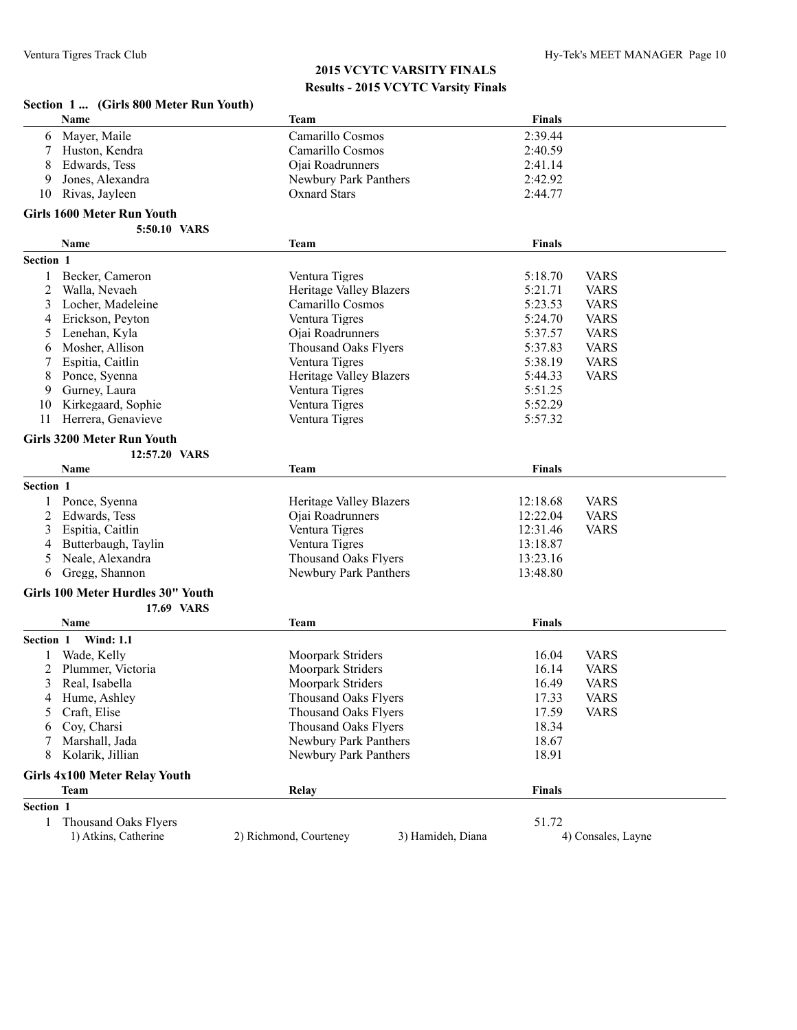# 2015 VCYTC VARSITY FINALS

## Results - 2015 VCYTC Varsity Finals

### Section 1 ... (Girls 800 Meter Run Youth)

| | Name | Team | Finals |
|---|---|---|---|
| 6 | Mayer, Maile | Camarillo Cosmos | 2:39.44 |
| 7 | Huston, Kendra | Camarillo Cosmos | 2:40.59 |
| 8 | Edwards, Tess | Ojai Roadrunners | 2:41.14 |
| 9 | Jones, Alexandra | Newbury Park Panthers | 2:42.92 |
| 10 | Rivas, Jayleen | Oxnard Stars | 2:44.77 |

### Girls 1600 Meter Run Youth

**5:50.10 VARS**

**Section 1**

| | Name | Team | Finals | |
|---|---|---|---|---|
| 1 | Becker, Cameron | Ventura Tigres | 5:18.70 | VARS |
| 2 | Walla, Nevaeh | Heritage Valley Blazers | 5:21.71 | VARS |
| 3 | Locher, Madeleine | Camarillo Cosmos | 5:23.53 | VARS |
| 4 | Erickson, Peyton | Ventura Tigres | 5:24.70 | VARS |
| 5 | Lenehan, Kyla | Ojai Roadrunners | 5:37.57 | VARS |
| 6 | Mosher, Allison | Thousand Oaks Flyers | 5:37.83 | VARS |
| 7 | Espitia, Caitlin | Ventura Tigres | 5:38.19 | VARS |
| 8 | Ponce, Syenna | Heritage Valley Blazers | 5:44.33 | VARS |
| 9 | Gurney, Laura | Ventura Tigres | 5:51.25 | |
| 10 | Kirkegaard, Sophie | Ventura Tigres | 5:52.29 | |
| 11 | Herrera, Genavieve | Ventura Tigres | 5:57.32 | |

### Girls 3200 Meter Run Youth

**12:57.20 VARS**

**Section 1**

| | Name | Team | Finals | |
|---|---|---|---|---|
| 1 | Ponce, Syenna | Heritage Valley Blazers | 12:18.68 | VARS |
| 2 | Edwards, Tess | Ojai Roadrunners | 12:22.04 | VARS |
| 3 | Espitia, Caitlin | Ventura Tigres | 12:31.46 | VARS |
| 4 | Butterbaugh, Taylin | Ventura Tigres | 13:18.87 | |
| 5 | Neale, Alexandra | Thousand Oaks Flyers | 13:23.16 | |
| 6 | Gregg, Shannon | Newbury Park Panthers | 13:48.80 | |

### Girls 100 Meter Hurdles 30" Youth

**17.69 VARS**

**Section 1 Wind: 1.1**

| | Name | Team | Finals | |
|---|---|---|---|---|
| 1 | Wade, Kelly | Moorpark Striders | 16.04 | VARS |
| 2 | Plummer, Victoria | Moorpark Striders | 16.14 | VARS |
| 3 | Real, Isabella | Moorpark Striders | 16.49 | VARS |
| 4 | Hume, Ashley | Thousand Oaks Flyers | 17.33 | VARS |
| 5 | Craft, Elise | Thousand Oaks Flyers | 17.59 | VARS |
| 6 | Coy, Charsi | Thousand Oaks Flyers | 18.34 | |
| 7 | Marshall, Jada | Newbury Park Panthers | 18.67 | |
| 8 | Kolarik, Jillian | Newbury Park Panthers | 18.91 | |

### Girls 4x100 Meter Relay Youth

**Section 1**

| | Team | Relay | Finals |
|---|---|---|---|
| 1 | Thousand Oaks Flyers | | 51.72 |

1) Atkins, Catherine 2) Richmond, Courteney 3) Hamideh, Diana 4) Consales, Layne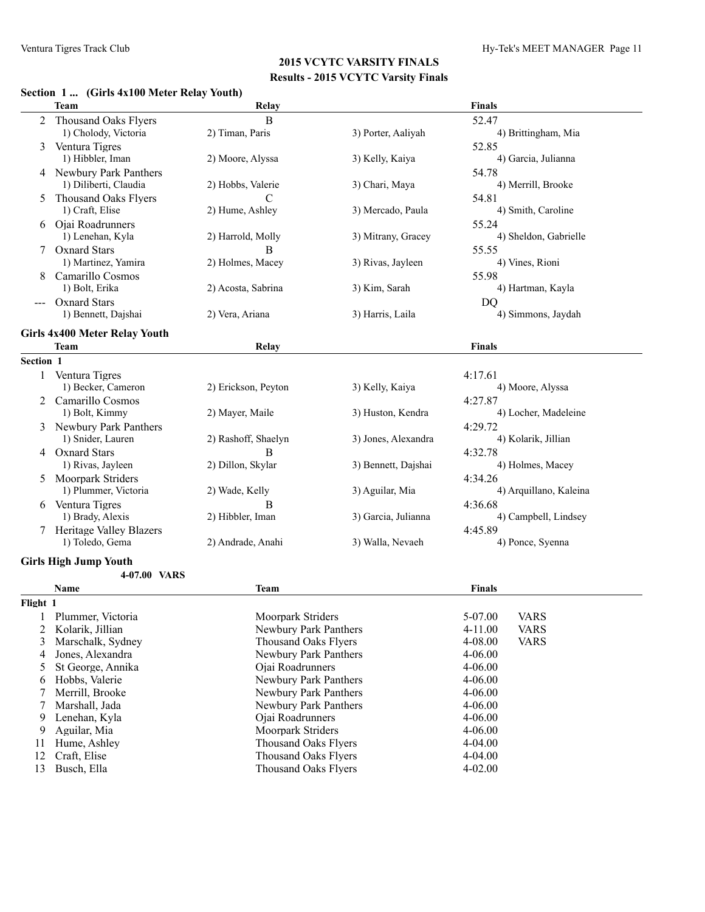## 2015 VCYTC VARSITY FINALS

### Results - 2015 VCYTC Varsity Finals

**Section 1 ... (Girls 4x100 Meter Relay Youth)**

| | Team | Relay | | Finals |
|---|---|---|---|---|
| 2 | Thousand Oaks Flyers | B | | 52.47 |
| | 1) Cholody, Victoria | 2) Timan, Paris | 3) Porter, Aaliyah | 4) Brittingham, Mia |
| 3 | Ventura Tigres | | | 52.85 |
| | 1) Hibbler, Iman | 2) Moore, Alyssa | 3) Kelly, Kaiya | 4) Garcia, Julianna |
| 4 | Newbury Park Panthers | | | 54.78 |
| | 1) Diliberti, Claudia | 2) Hobbs, Valerie | 3) Chari, Maya | 4) Merrill, Brooke |
| 5 | Thousand Oaks Flyers | C | | 54.81 |
| | 1) Craft, Elise | 2) Hume, Ashley | 3) Mercado, Paula | 4) Smith, Caroline |
| 6 | Ojai Roadrunners | | | 55.24 |
| | 1) Lenehan, Kyla | 2) Harrold, Molly | 3) Mitrany, Gracey | 4) Sheldon, Gabrielle |
| 7 | Oxnard Stars | B | | 55.55 |
| | 1) Martinez, Yamira | 2) Holmes, Macey | 3) Rivas, Jayleen | 4) Vines, Rioni |
| 8 | Camarillo Cosmos | | | 55.98 |
| | 1) Bolt, Erika | 2) Acosta, Sabrina | 3) Kim, Sarah | 4) Hartman, Kayla |
| --- | Oxnard Stars | | | DQ |
| | 1) Bennett, Dajshai | 2) Vera, Ariana | 3) Harris, Laila | 4) Simmons, Jaydah |

**Girls 4x400 Meter Relay Youth**

| | Team | Relay | | Finals |
|---|---|---|---|---|
| **Section 1** | | | | |
| 1 | Ventura Tigres | | | 4:17.61 |
| | 1) Becker, Cameron | 2) Erickson, Peyton | 3) Kelly, Kaiya | 4) Moore, Alyssa |
| 2 | Camarillo Cosmos | | | 4:27.87 |
| | 1) Bolt, Kimmy | 2) Mayer, Maile | 3) Huston, Kendra | 4) Locher, Madeleine |
| 3 | Newbury Park Panthers | | | 4:29.72 |
| | 1) Snider, Lauren | 2) Rashoff, Shaelyn | 3) Jones, Alexandra | 4) Kolarik, Jillian |
| 4 | Oxnard Stars | B | | 4:32.78 |
| | 1) Rivas, Jayleen | 2) Dillon, Skylar | 3) Bennett, Dajshai | 4) Holmes, Macey |
| 5 | Moorpark Striders | | | 4:34.26 |
| | 1) Plummer, Victoria | 2) Wade, Kelly | 3) Aguilar, Mia | 4) Arquillano, Kaleina |
| 6 | Ventura Tigres | B | | 4:36.68 |
| | 1) Brady, Alexis | 2) Hibbler, Iman | 3) Garcia, Julianna | 4) Campbell, Lindsey |
| 7 | Heritage Valley Blazers | | | 4:45.89 |
| | 1) Toledo, Gema | 2) Andrade, Anahi | 3) Walla, Nevaeh | 4) Ponce, Syenna |

**Girls High Jump Youth**

4-07.00 VARS

| | Name | Team | Finals | |
|---|---|---|---|---|
| **Flight 1** | | | | |
| 1 | Plummer, Victoria | Moorpark Striders | 5-07.00 | VARS |
| 2 | Kolarik, Jillian | Newbury Park Panthers | 4-11.00 | VARS |
| 3 | Marschalk, Sydney | Thousand Oaks Flyers | 4-08.00 | VARS |
| 4 | Jones, Alexandra | Newbury Park Panthers | 4-06.00 | |
| 5 | St George, Annika | Ojai Roadrunners | 4-06.00 | |
| 6 | Hobbs, Valerie | Newbury Park Panthers | 4-06.00 | |
| 7 | Merrill, Brooke | Newbury Park Panthers | 4-06.00 | |
| 7 | Marshall, Jada | Newbury Park Panthers | 4-06.00 | |
| 9 | Lenehan, Kyla | Ojai Roadrunners | 4-06.00 | |
| 9 | Aguilar, Mia | Moorpark Striders | 4-06.00 | |
| 11 | Hume, Ashley | Thousand Oaks Flyers | 4-04.00 | |
| 12 | Craft, Elise | Thousand Oaks Flyers | 4-04.00 | |
| 13 | Busch, Ella | Thousand Oaks Flyers | 4-02.00 | |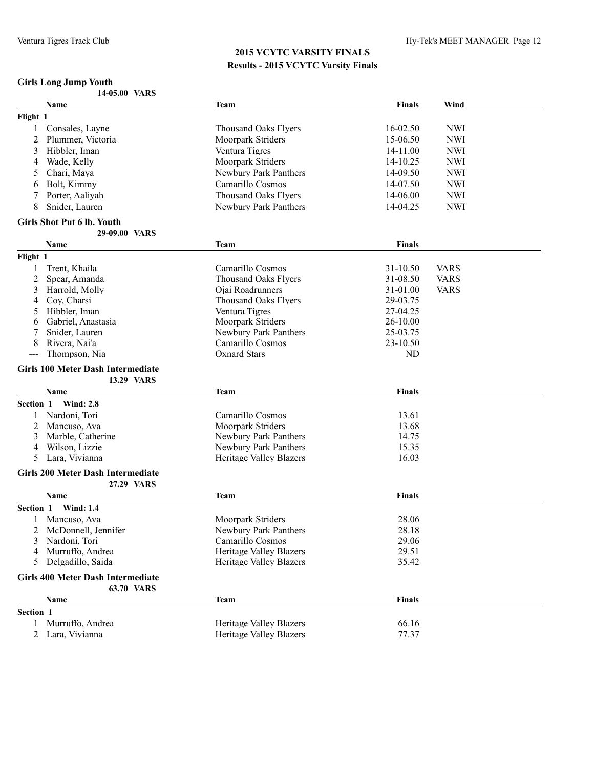## 2015 VCYTC VARSITY FINALS

### Results - 2015 VCYTC Varsity Finals

**Girls Long Jump Youth**

14-05.00 VARS

| | Name | Team | Finals | Wind |
|---|---|---|---|---|
| **Flight 1** | | | | |
| 1 | Consales, Layne | Thousand Oaks Flyers | 16-02.50 | NWI |
| 2 | Plummer, Victoria | Moorpark Striders | 15-06.50 | NWI |
| 3 | Hibbler, Iman | Ventura Tigres | 14-11.00 | NWI |
| 4 | Wade, Kelly | Moorpark Striders | 14-10.25 | NWI |
| 5 | Chari, Maya | Newbury Park Panthers | 14-09.50 | NWI |
| 6 | Bolt, Kimmy | Camarillo Cosmos | 14-07.50 | NWI |
| 7 | Porter, Aaliyah | Thousand Oaks Flyers | 14-06.00 | NWI |
| 8 | Snider, Lauren | Newbury Park Panthers | 14-04.25 | NWI |

**Girls Shot Put 6 lb. Youth**

29-09.00 VARS

| | Name | Team | Finals | |
|---|---|---|---|---|
| **Flight 1** | | | | |
| 1 | Trent, Khaila | Camarillo Cosmos | 31-10.50 | VARS |
| 2 | Spear, Amanda | Thousand Oaks Flyers | 31-08.50 | VARS |
| 3 | Harrold, Molly | Ojai Roadrunners | 31-01.00 | VARS |
| 4 | Coy, Charsi | Thousand Oaks Flyers | 29-03.75 | |
| 5 | Hibbler, Iman | Ventura Tigres | 27-04.25 | |
| 6 | Gabriel, Anastasia | Moorpark Striders | 26-10.00 | |
| 7 | Snider, Lauren | Newbury Park Panthers | 25-03.75 | |
| 8 | Rivera, Nai'a | Camarillo Cosmos | 23-10.50 | |
| --- | Thompson, Nia | Oxnard Stars | ND | |

**Girls 100 Meter Dash Intermediate**

13.29 VARS

| | Name | Team | Finals |
|---|---|---|---|
| **Section 1 Wind: 2.8** | | | |
| 1 | Nardoni, Tori | Camarillo Cosmos | 13.61 |
| 2 | Mancuso, Ava | Moorpark Striders | 13.68 |
| 3 | Marble, Catherine | Newbury Park Panthers | 14.75 |
| 4 | Wilson, Lizzie | Newbury Park Panthers | 15.35 |
| 5 | Lara, Vivianna | Heritage Valley Blazers | 16.03 |

**Girls 200 Meter Dash Intermediate**

27.29 VARS

| | Name | Team | Finals |
|---|---|---|---|
| **Section 1 Wind: 1.4** | | | |
| 1 | Mancuso, Ava | Moorpark Striders | 28.06 |
| 2 | McDonnell, Jennifer | Newbury Park Panthers | 28.18 |
| 3 | Nardoni, Tori | Camarillo Cosmos | 29.06 |
| 4 | Murruffo, Andrea | Heritage Valley Blazers | 29.51 |
| 5 | Delgadillo, Saida | Heritage Valley Blazers | 35.42 |

**Girls 400 Meter Dash Intermediate**

63.70 VARS

| | Name | Team | Finals |
|---|---|---|---|
| **Section 1** | | | |
| 1 | Murruffo, Andrea | Heritage Valley Blazers | 66.16 |
| 2 | Lara, Vivianna | Heritage Valley Blazers | 77.37 |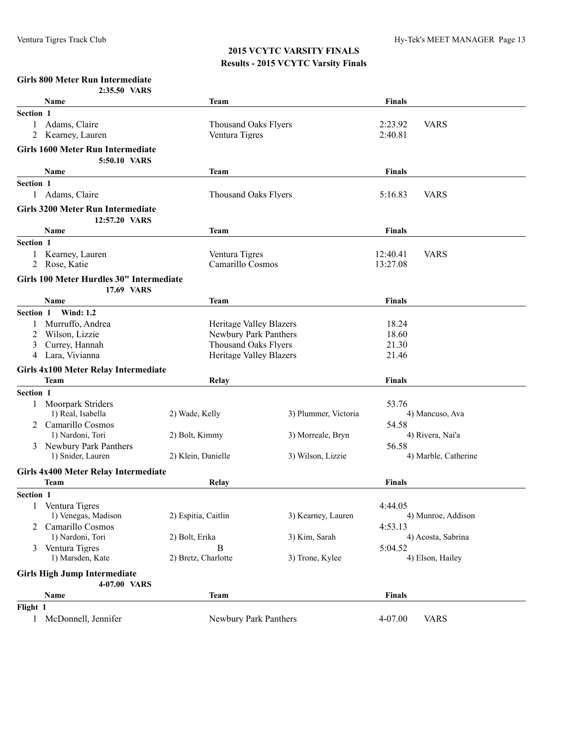## 2015 VCYTC VARSITY FINALS
### Results - 2015 VCYTC Varsity Finals

### Girls 800 Meter Run Intermediate

2:35.50 VARS

| | Name | Team | Finals | |
|---|---|---|---|---|
| **Section 1** | | | | |
| 1 | Adams, Claire | Thousand Oaks Flyers | 2:23.92 | VARS |
| 2 | Kearney, Lauren | Ventura Tigres | 2:40.81 | |

### Girls 1600 Meter Run Intermediate

5:50.10 VARS

| | Name | Team | Finals | |
|---|---|---|---|---|
| **Section 1** | | | | |
| 1 | Adams, Claire | Thousand Oaks Flyers | 5:16.83 | VARS |

### Girls 3200 Meter Run Intermediate

12:57.20 VARS

| | Name | Team | Finals | |
|---|---|---|---|---|
| **Section 1** | | | | |
| 1 | Kearney, Lauren | Ventura Tigres | 12:40.41 | VARS |
| 2 | Rose, Katie | Camarillo Cosmos | 13:27.08 | |

### Girls 100 Meter Hurdles 30" Intermediate

17.69 VARS

| | Name | Team | Finals |
|---|---|---|---|
| **Section 1 Wind: 1.2** | | | |
| 1 | Murruffo, Andrea | Heritage Valley Blazers | 18.24 |
| 2 | Wilson, Lizzie | Newbury Park Panthers | 18.60 |
| 3 | Currey, Hannah | Thousand Oaks Flyers | 21.30 |
| 4 | Lara, Vivianna | Heritage Valley Blazers | 21.46 |

### Girls 4x100 Meter Relay Intermediate

| | Team | Relay | | Finals |
|---|---|---|---|---|
| **Section 1** | | | | |
| 1 | Moorpark Striders | | | 53.76 |
| | 1) Real, Isabella | 2) Wade, Kelly | 3) Plummer, Victoria | 4) Mancuso, Ava |
| 2 | Camarillo Cosmos | | | 54.58 |
| | 1) Nardoni, Tori | 2) Bolt, Kimmy | 3) Morreale, Bryn | 4) Rivera, Nai'a |
| 3 | Newbury Park Panthers | | | 56.58 |
| | 1) Snider, Lauren | 2) Klein, Danielle | 3) Wilson, Lizzie | 4) Marble, Catherine |

### Girls 4x400 Meter Relay Intermediate

| | Team | Relay | | Finals |
|---|---|---|---|---|
| **Section 1** | | | | |
| 1 | Ventura Tigres | | | 4:44.05 |
| | 1) Venegas, Madison | 2) Espitia, Caitlin | 3) Kearney, Lauren | 4) Munroe, Addison |
| 2 | Camarillo Cosmos | | | 4:53.13 |
| | 1) Nardoni, Tori | 2) Bolt, Erika | 3) Kim, Sarah | 4) Acosta, Sabrina |
| 3 | Ventura Tigres | B | | 5:04.52 |
| | 1) Marsden, Kate | 2) Bretz, Charlotte | 3) Trone, Kylee | 4) Elson, Hailey |

### Girls High Jump Intermediate

4-07.00 VARS

| | Name | Team | Finals | |
|---|---|---|---|---|
| **Flight 1** | | | | |
| 1 | McDonnell, Jennifer | Newbury Park Panthers | 4-07.00 | VARS |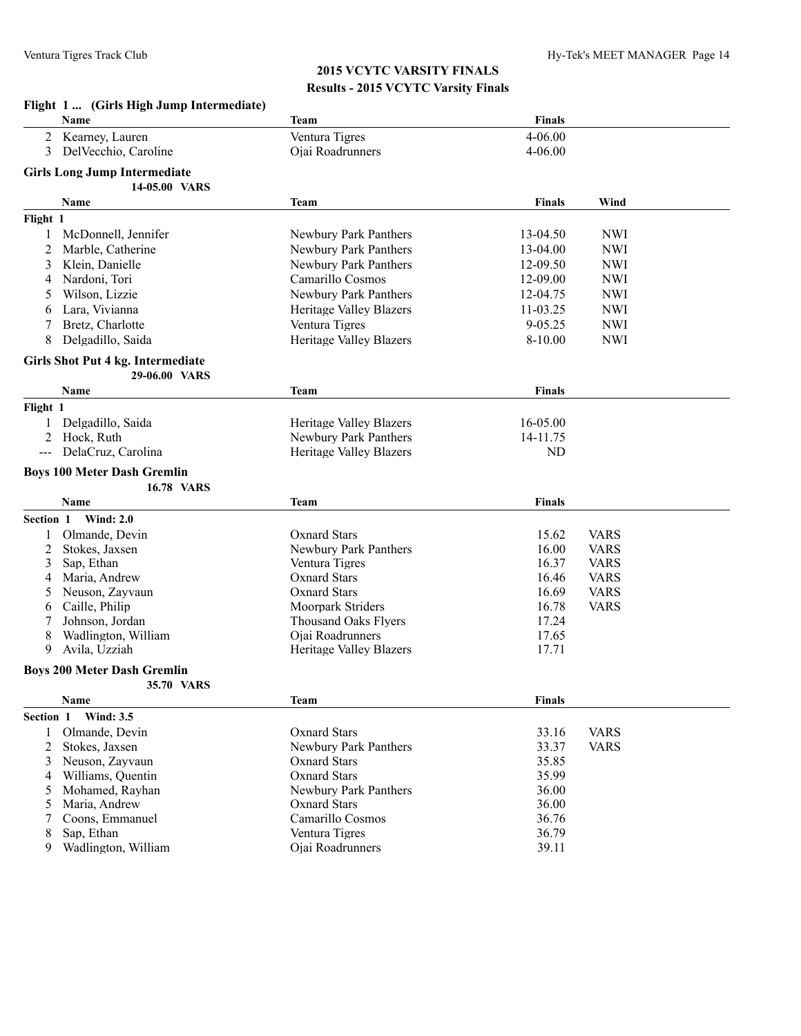## 2015 VCYTC VARSITY FINALS
### Results - 2015 VCYTC Varsity Finals

**Flight 1 ... (Girls High Jump Intermediate)**

| | Name | Team | Finals |
|---|---|---|---|
| 2 | Kearney, Lauren | Ventura Tigres | 4-06.00 |
| 3 | DelVecchio, Caroline | Ojai Roadrunners | 4-06.00 |

**Girls Long Jump Intermediate**

14-05.00 VARS

| | Name | Team | Finals | Wind |
|---|---|---|---|---|
| **Flight 1** | | | | |
| 1 | McDonnell, Jennifer | Newbury Park Panthers | 13-04.50 | NWI |
| 2 | Marble, Catherine | Newbury Park Panthers | 13-04.00 | NWI |
| 3 | Klein, Danielle | Newbury Park Panthers | 12-09.50 | NWI |
| 4 | Nardoni, Tori | Camarillo Cosmos | 12-09.00 | NWI |
| 5 | Wilson, Lizzie | Newbury Park Panthers | 12-04.75 | NWI |
| 6 | Lara, Vivianna | Heritage Valley Blazers | 11-03.25 | NWI |
| 7 | Bretz, Charlotte | Ventura Tigres | 9-05.25 | NWI |
| 8 | Delgadillo, Saida | Heritage Valley Blazers | 8-10.00 | NWI |

**Girls Shot Put 4 kg. Intermediate**

29-06.00 VARS

| | Name | Team | Finals |
|---|---|---|---|
| **Flight 1** | | | |
| 1 | Delgadillo, Saida | Heritage Valley Blazers | 16-05.00 |
| 2 | Hock, Ruth | Newbury Park Panthers | 14-11.75 |
| --- | DelaCruz, Carolina | Heritage Valley Blazers | ND |

**Boys 100 Meter Dash Gremlin**

16.78 VARS

| | Name | Team | Finals | |
|---|---|---|---|---|
| **Section 1 Wind: 2.0** | | | | |
| 1 | Olmande, Devin | Oxnard Stars | 15.62 | VARS |
| 2 | Stokes, Jaxsen | Newbury Park Panthers | 16.00 | VARS |
| 3 | Sap, Ethan | Ventura Tigres | 16.37 | VARS |
| 4 | Maria, Andrew | Oxnard Stars | 16.46 | VARS |
| 5 | Neuson, Zayvaun | Oxnard Stars | 16.69 | VARS |
| 6 | Caille, Philip | Moorpark Striders | 16.78 | VARS |
| 7 | Johnson, Jordan | Thousand Oaks Flyers | 17.24 | |
| 8 | Wadlington, William | Ojai Roadrunners | 17.65 | |
| 9 | Avila, Uzziah | Heritage Valley Blazers | 17.71 | |

**Boys 200 Meter Dash Gremlin**

35.70 VARS

| | Name | Team | Finals | |
|---|---|---|---|---|
| **Section 1 Wind: 3.5** | | | | |
| 1 | Olmande, Devin | Oxnard Stars | 33.16 | VARS |
| 2 | Stokes, Jaxsen | Newbury Park Panthers | 33.37 | VARS |
| 3 | Neuson, Zayvaun | Oxnard Stars | 35.85 | |
| 4 | Williams, Quentin | Oxnard Stars | 35.99 | |
| 5 | Mohamed, Rayhan | Newbury Park Panthers | 36.00 | |
| 5 | Maria, Andrew | Oxnard Stars | 36.00 | |
| 7 | Coons, Emmanuel | Camarillo Cosmos | 36.76 | |
| 8 | Sap, Ethan | Ventura Tigres | 36.79 | |
| 9 | Wadlington, William | Ojai Roadrunners | 39.11 | |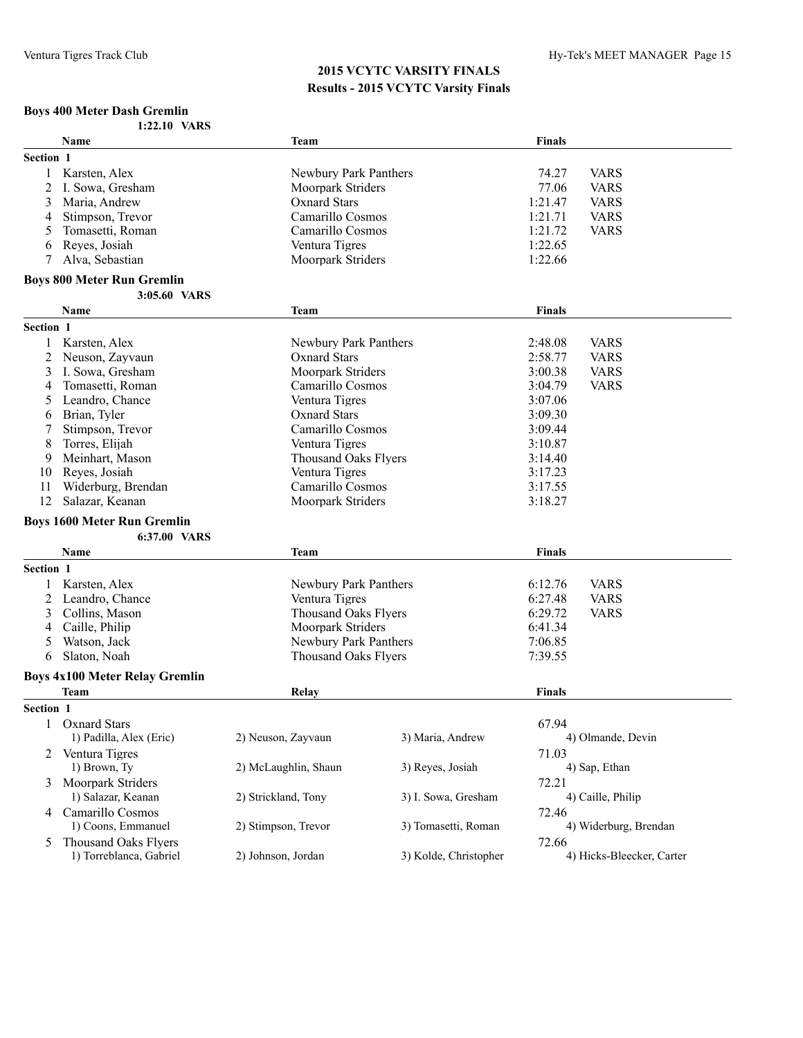## 2015 VCYTC VARSITY FINALS
### Results - 2015 VCYTC Varsity Finals

**Boys 400 Meter Dash Gremlin**

**1:22.10 VARS**

| | Name | Team | Finals | |
|---|---|---|---|---|
| **Section 1** | | | | |
| 1 | Karsten, Alex | Newbury Park Panthers | 74.27 | VARS |
| 2 | I. Sowa, Gresham | Moorpark Striders | 77.06 | VARS |
| 3 | Maria, Andrew | Oxnard Stars | 1:21.47 | VARS |
| 4 | Stimpson, Trevor | Camarillo Cosmos | 1:21.71 | VARS |
| 5 | Tomasetti, Roman | Camarillo Cosmos | 1:21.72 | VARS |
| 6 | Reyes, Josiah | Ventura Tigres | 1:22.65 | |
| 7 | Alva, Sebastian | Moorpark Striders | 1:22.66 | |

**Boys 800 Meter Run Gremlin**

**3:05.60 VARS**

| | Name | Team | Finals | |
|---|---|---|---|---|
| **Section 1** | | | | |
| 1 | Karsten, Alex | Newbury Park Panthers | 2:48.08 | VARS |
| 2 | Neuson, Zayvaun | Oxnard Stars | 2:58.77 | VARS |
| 3 | I. Sowa, Gresham | Moorpark Striders | 3:00.38 | VARS |
| 4 | Tomasetti, Roman | Camarillo Cosmos | 3:04.79 | VARS |
| 5 | Leandro, Chance | Ventura Tigres | 3:07.06 | |
| 6 | Brian, Tyler | Oxnard Stars | 3:09.30 | |
| 7 | Stimpson, Trevor | Camarillo Cosmos | 3:09.44 | |
| 8 | Torres, Elijah | Ventura Tigres | 3:10.87 | |
| 9 | Meinhart, Mason | Thousand Oaks Flyers | 3:14.40 | |
| 10 | Reyes, Josiah | Ventura Tigres | 3:17.23 | |
| 11 | Widerburg, Brendan | Camarillo Cosmos | 3:17.55 | |
| 12 | Salazar, Keanan | Moorpark Striders | 3:18.27 | |

**Boys 1600 Meter Run Gremlin**

**6:37.00 VARS**

| | Name | Team | Finals | |
|---|---|---|---|---|
| **Section 1** | | | | |
| 1 | Karsten, Alex | Newbury Park Panthers | 6:12.76 | VARS |
| 2 | Leandro, Chance | Ventura Tigres | 6:27.48 | VARS |
| 3 | Collins, Mason | Thousand Oaks Flyers | 6:29.72 | VARS |
| 4 | Caille, Philip | Moorpark Striders | 6:41.34 | |
| 5 | Watson, Jack | Newbury Park Panthers | 7:06.85 | |
| 6 | Slaton, Noah | Thousand Oaks Flyers | 7:39.55 | |

**Boys 4x100 Meter Relay Gremlin**

| | Team | Relay | | Finals |
|---|---|---|---|---|
| **Section 1** | | | | |
| 1 | Oxnard Stars | | | 67.94 |
| | 1) Padilla, Alex (Eric) | 2) Neuson, Zayvaun | 3) Maria, Andrew | 4) Olmande, Devin |
| 2 | Ventura Tigres | | | 71.03 |
| | 1) Brown, Ty | 2) McLaughlin, Shaun | 3) Reyes, Josiah | 4) Sap, Ethan |
| 3 | Moorpark Striders | | | 72.21 |
| | 1) Salazar, Keanan | 2) Strickland, Tony | 3) I. Sowa, Gresham | 4) Caille, Philip |
| 4 | Camarillo Cosmos | | | 72.46 |
| | 1) Coons, Emmanuel | 2) Stimpson, Trevor | 3) Tomasetti, Roman | 4) Widerburg, Brendan |
| 5 | Thousand Oaks Flyers | | | 72.66 |
| | 1) Torreblanca, Gabriel | 2) Johnson, Jordan | 3) Kolde, Christopher | 4) Hicks-Bleecker, Carter |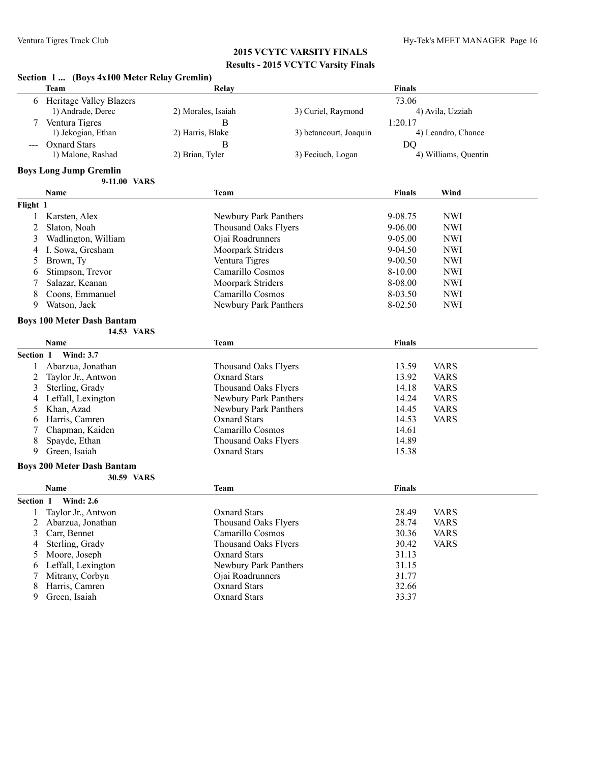## 2015 VCYTC VARSITY FINALS

### Results - 2015 VCYTC Varsity Finals

### Section 1 ... (Boys 4x100 Meter Relay Gremlin)

| | Team | Relay | | Finals |
|---|---|---|---|---|
| 6 | Heritage Valley Blazers | | | 73.06 |
| | 1) Andrade, Derec | 2) Morales, Isaiah | 3) Curiel, Raymond | 4) Avila, Uzziah |
| 7 | Ventura Tigres | B | | 1:20.17 |
| | 1) Jekogian, Ethan | 2) Harris, Blake | 3) betancourt, Joaquin | 4) Leandro, Chance |
| --- | Oxnard Stars | B | | DQ |
| | 1) Malone, Rashad | 2) Brian, Tyler | 3) Feciuch, Logan | 4) Williams, Quentin |

### Boys Long Jump Gremlin

9-11.00 VARS

| | Name | Team | Finals | Wind |
|---|---|---|---|---|
| **Flight 1** | | | | |
| 1 | Karsten, Alex | Newbury Park Panthers | 9-08.75 | NWI |
| 2 | Slaton, Noah | Thousand Oaks Flyers | 9-06.00 | NWI |
| 3 | Wadlington, William | Ojai Roadrunners | 9-05.00 | NWI |
| 4 | I. Sowa, Gresham | Moorpark Striders | 9-04.50 | NWI |
| 5 | Brown, Ty | Ventura Tigres | 9-00.50 | NWI |
| 6 | Stimpson, Trevor | Camarillo Cosmos | 8-10.00 | NWI |
| 7 | Salazar, Keanan | Moorpark Striders | 8-08.00 | NWI |
| 8 | Coons, Emmanuel | Camarillo Cosmos | 8-03.50 | NWI |
| 9 | Watson, Jack | Newbury Park Panthers | 8-02.50 | NWI |

### Boys 100 Meter Dash Bantam

14.53 VARS

| | Name | Team | Finals | |
|---|---|---|---|---|
| **Section 1 Wind: 3.7** | | | | |
| 1 | Abarzua, Jonathan | Thousand Oaks Flyers | 13.59 | VARS |
| 2 | Taylor Jr., Antwon | Oxnard Stars | 13.92 | VARS |
| 3 | Sterling, Grady | Thousand Oaks Flyers | 14.18 | VARS |
| 4 | Leffall, Lexington | Newbury Park Panthers | 14.24 | VARS |
| 5 | Khan, Azad | Newbury Park Panthers | 14.45 | VARS |
| 6 | Harris, Camren | Oxnard Stars | 14.53 | VARS |
| 7 | Chapman, Kaiden | Camarillo Cosmos | 14.61 | |
| 8 | Spayde, Ethan | Thousand Oaks Flyers | 14.89 | |
| 9 | Green, Isaiah | Oxnard Stars | 15.38 | |

### Boys 200 Meter Dash Bantam

30.59 VARS

| | Name | Team | Finals | |
|---|---|---|---|---|
| **Section 1 Wind: 2.6** | | | | |
| 1 | Taylor Jr., Antwon | Oxnard Stars | 28.49 | VARS |
| 2 | Abarzua, Jonathan | Thousand Oaks Flyers | 28.74 | VARS |
| 3 | Carr, Bennet | Camarillo Cosmos | 30.36 | VARS |
| 4 | Sterling, Grady | Thousand Oaks Flyers | 30.42 | VARS |
| 5 | Moore, Joseph | Oxnard Stars | 31.13 | |
| 6 | Leffall, Lexington | Newbury Park Panthers | 31.15 | |
| 7 | Mitrany, Corbyn | Ojai Roadrunners | 31.77 | |
| 8 | Harris, Camren | Oxnard Stars | 32.66 | |
| 9 | Green, Isaiah | Oxnard Stars | 33.37 | |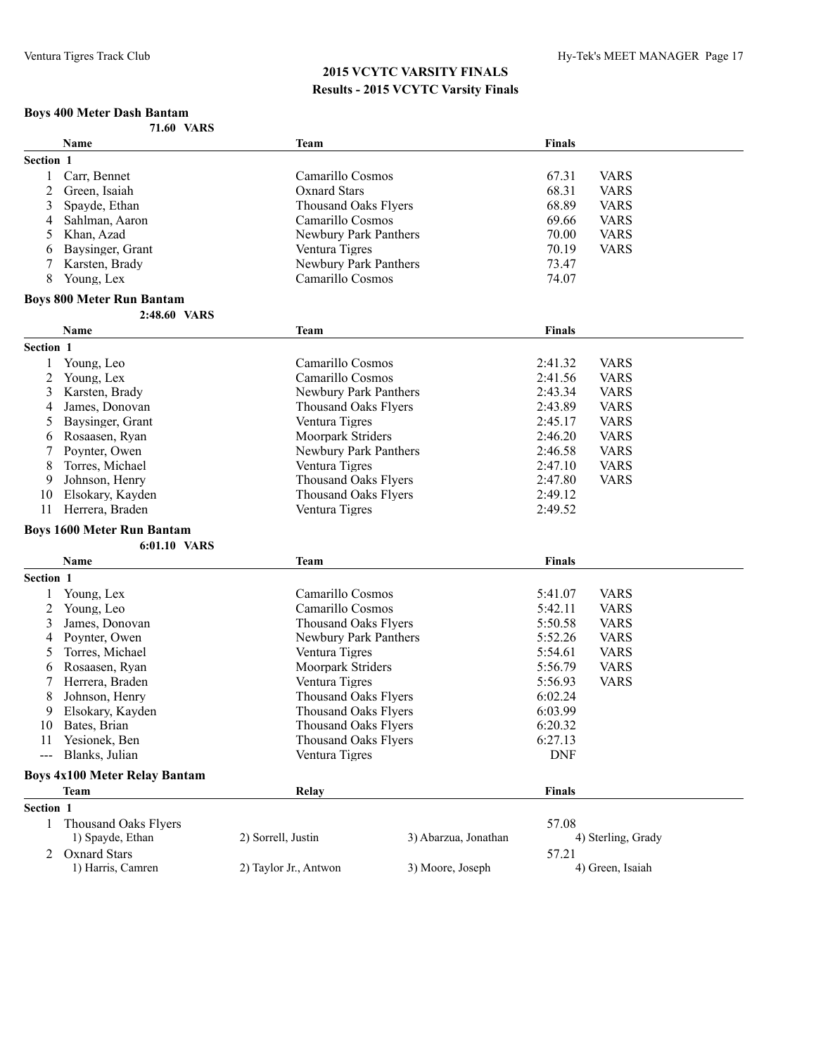## 2015 VCYTC VARSITY FINALS

### Results - 2015 VCYTC Varsity Finals

#### Boys 400 Meter Dash Bantam

**71.60 VARS**

| | Name | Team | Finals | |
|---|---|---|---|---|
| **Section 1** | | | | |
| 1 | Carr, Bennet | Camarillo Cosmos | 67.31 | VARS |
| 2 | Green, Isaiah | Oxnard Stars | 68.31 | VARS |
| 3 | Spayde, Ethan | Thousand Oaks Flyers | 68.89 | VARS |
| 4 | Sahlman, Aaron | Camarillo Cosmos | 69.66 | VARS |
| 5 | Khan, Azad | Newbury Park Panthers | 70.00 | VARS |
| 6 | Baysinger, Grant | Ventura Tigres | 70.19 | VARS |
| 7 | Karsten, Brady | Newbury Park Panthers | 73.47 | |
| 8 | Young, Lex | Camarillo Cosmos | 74.07 | |

#### Boys 800 Meter Run Bantam

**2:48.60 VARS**

| | Name | Team | Finals | |
|---|---|---|---|---|
| **Section 1** | | | | |
| 1 | Young, Leo | Camarillo Cosmos | 2:41.32 | VARS |
| 2 | Young, Lex | Camarillo Cosmos | 2:41.56 | VARS |
| 3 | Karsten, Brady | Newbury Park Panthers | 2:43.34 | VARS |
| 4 | James, Donovan | Thousand Oaks Flyers | 2:43.89 | VARS |
| 5 | Baysinger, Grant | Ventura Tigres | 2:45.17 | VARS |
| 6 | Rosaasen, Ryan | Moorpark Striders | 2:46.20 | VARS |
| 7 | Poynter, Owen | Newbury Park Panthers | 2:46.58 | VARS |
| 8 | Torres, Michael | Ventura Tigres | 2:47.10 | VARS |
| 9 | Johnson, Henry | Thousand Oaks Flyers | 2:47.80 | VARS |
| 10 | Elsokary, Kayden | Thousand Oaks Flyers | 2:49.12 | |
| 11 | Herrera, Braden | Ventura Tigres | 2:49.52 | |

#### Boys 1600 Meter Run Bantam

**6:01.10 VARS**

| | Name | Team | Finals | |
|---|---|---|---|---|
| **Section 1** | | | | |
| 1 | Young, Lex | Camarillo Cosmos | 5:41.07 | VARS |
| 2 | Young, Leo | Camarillo Cosmos | 5:42.11 | VARS |
| 3 | James, Donovan | Thousand Oaks Flyers | 5:50.58 | VARS |
| 4 | Poynter, Owen | Newbury Park Panthers | 5:52.26 | VARS |
| 5 | Torres, Michael | Ventura Tigres | 5:54.61 | VARS |
| 6 | Rosaasen, Ryan | Moorpark Striders | 5:56.79 | VARS |
| 7 | Herrera, Braden | Ventura Tigres | 5:56.93 | VARS |
| 8 | Johnson, Henry | Thousand Oaks Flyers | 6:02.24 | |
| 9 | Elsokary, Kayden | Thousand Oaks Flyers | 6:03.99 | |
| 10 | Bates, Brian | Thousand Oaks Flyers | 6:20.32 | |
| 11 | Yesionek, Ben | Thousand Oaks Flyers | 6:27.13 | |
| --- | Blanks, Julian | Ventura Tigres | DNF | |

#### Boys 4x100 Meter Relay Bantam

| | Team | Relay | | Finals |
|---|---|---|---|---|
| **Section 1** | | | | |
| 1 | Thousand Oaks Flyers | | | 57.08 |
| | 1) Spayde, Ethan | 2) Sorrell, Justin | 3) Abarzua, Jonathan | 4) Sterling, Grady |
| 2 | Oxnard Stars | | | 57.21 |
| | 1) Harris, Camren | 2) Taylor Jr., Antwon | 3) Moore, Joseph | 4) Green, Isaiah |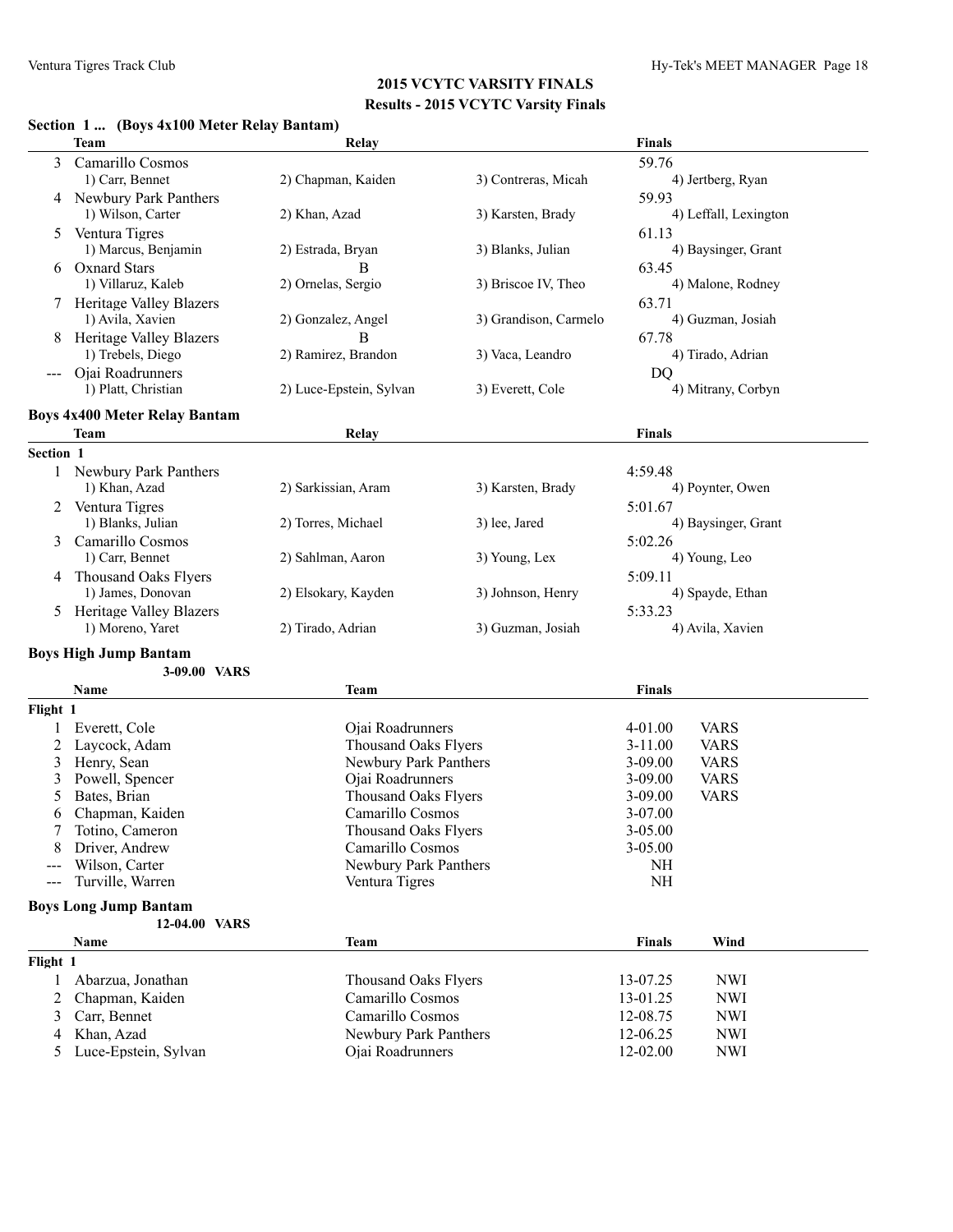## 2015 VCYTC VARSITY FINALS

### Results - 2015 VCYTC Varsity Finals

**Section 1 ... (Boys 4x100 Meter Relay Bantam)**

| | Team | Relay | | Finals |
|---|---|---|---|---|
| 3 | Camarillo Cosmos | | | 59.76 |
| | 1) Carr, Bennet | 2) Chapman, Kaiden | 3) Contreras, Micah | 4) Jertberg, Ryan |
| 4 | Newbury Park Panthers | | | 59.93 |
| | 1) Wilson, Carter | 2) Khan, Azad | 3) Karsten, Brady | 4) Leffall, Lexington |
| 5 | Ventura Tigres | | | 61.13 |
| | 1) Marcus, Benjamin | 2) Estrada, Bryan | 3) Blanks, Julian | 4) Baysinger, Grant |
| 6 | Oxnard Stars | B | | 63.45 |
| | 1) Villaruz, Kaleb | 2) Ornelas, Sergio | 3) Briscoe IV, Theo | 4) Malone, Rodney |
| 7 | Heritage Valley Blazers | | | 63.71 |
| | 1) Avila, Xavien | 2) Gonzalez, Angel | 3) Grandison, Carmelo | 4) Guzman, Josiah |
| 8 | Heritage Valley Blazers | B | | 67.78 |
| | 1) Trebels, Diego | 2) Ramirez, Brandon | 3) Vaca, Leandro | 4) Tirado, Adrian |
| --- | Ojai Roadrunners | | | DQ |
| | 1) Platt, Christian | 2) Luce-Epstein, Sylvan | 3) Everett, Cole | 4) Mitrany, Corbyn |

**Boys 4x400 Meter Relay Bantam**

| | Team | Relay | | Finals |
|---|---|---|---|---|
| **Section 1** | | | | |
| 1 | Newbury Park Panthers | | | 4:59.48 |
| | 1) Khan, Azad | 2) Sarkissian, Aram | 3) Karsten, Brady | 4) Poynter, Owen |
| 2 | Ventura Tigres | | | 5:01.67 |
| | 1) Blanks, Julian | 2) Torres, Michael | 3) lee, Jared | 4) Baysinger, Grant |
| 3 | Camarillo Cosmos | | | 5:02.26 |
| | 1) Carr, Bennet | 2) Sahlman, Aaron | 3) Young, Lex | 4) Young, Leo |
| 4 | Thousand Oaks Flyers | | | 5:09.11 |
| | 1) James, Donovan | 2) Elsokary, Kayden | 3) Johnson, Henry | 4) Spayde, Ethan |
| 5 | Heritage Valley Blazers | | | 5:33.23 |
| | 1) Moreno, Yaret | 2) Tirado, Adrian | 3) Guzman, Josiah | 4) Avila, Xavien |

**Boys High Jump Bantam**

**3-09.00 VARS**

| | Name | Team | Finals | |
|---|---|---|---|---|
| **Flight 1** | | | | |
| 1 | Everett, Cole | Ojai Roadrunners | 4-01.00 | VARS |
| 2 | Laycock, Adam | Thousand Oaks Flyers | 3-11.00 | VARS |
| 3 | Henry, Sean | Newbury Park Panthers | 3-09.00 | VARS |
| 3 | Powell, Spencer | Ojai Roadrunners | 3-09.00 | VARS |
| 5 | Bates, Brian | Thousand Oaks Flyers | 3-09.00 | VARS |
| 6 | Chapman, Kaiden | Camarillo Cosmos | 3-07.00 | |
| 7 | Totino, Cameron | Thousand Oaks Flyers | 3-05.00 | |
| 8 | Driver, Andrew | Camarillo Cosmos | 3-05.00 | |
| --- | Wilson, Carter | Newbury Park Panthers | NH | |
| --- | Turville, Warren | Ventura Tigres | NH | |

**Boys Long Jump Bantam**

**12-04.00 VARS**

| | Name | Team | Finals | Wind |
|---|---|---|---|---|
| **Flight 1** | | | | |
| 1 | Abarzua, Jonathan | Thousand Oaks Flyers | 13-07.25 | NWI |
| 2 | Chapman, Kaiden | Camarillo Cosmos | 13-01.25 | NWI |
| 3 | Carr, Bennet | Camarillo Cosmos | 12-08.75 | NWI |
| 4 | Khan, Azad | Newbury Park Panthers | 12-06.25 | NWI |
| 5 | Luce-Epstein, Sylvan | Ojai Roadrunners | 12-02.00 | NWI |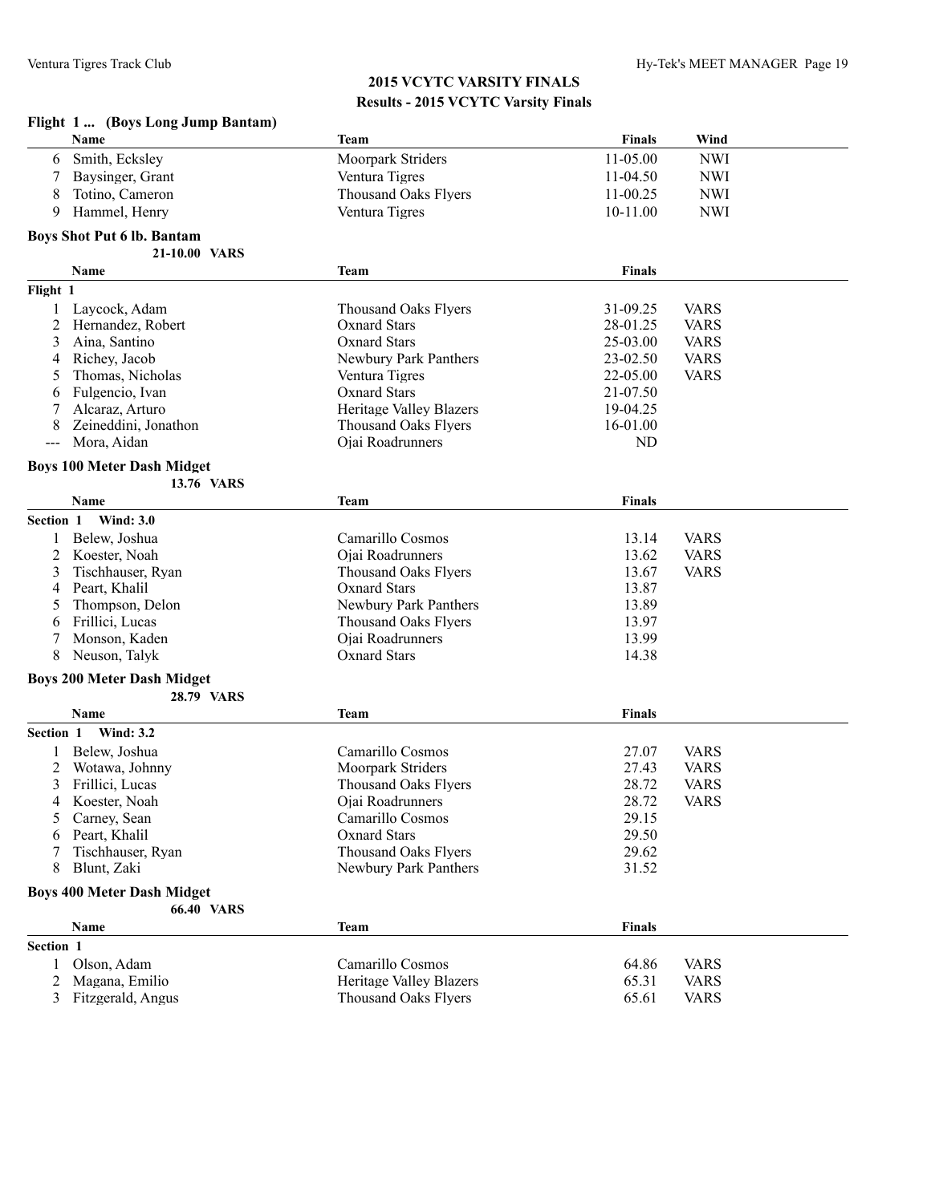## 2015 VCYTC VARSITY FINALS
### Results - 2015 VCYTC Varsity Finals

**Flight 1 ... (Boys Long Jump Bantam)**

| | Name | Team | Finals | Wind |
|---|---|---|---|---|
| 6 | Smith, Ecksley | Moorpark Striders | 11-05.00 | NWI |
| 7 | Baysinger, Grant | Ventura Tigres | 11-04.50 | NWI |
| 8 | Totino, Cameron | Thousand Oaks Flyers | 11-00.25 | NWI |
| 9 | Hammel, Henry | Ventura Tigres | 10-11.00 | NWI |

**Boys Shot Put 6 lb. Bantam**

21-10.00 VARS

| | Name | Team | Finals | |
|---|---|---|---|---|
| **Flight 1** | | | | |
| 1 | Laycock, Adam | Thousand Oaks Flyers | 31-09.25 | VARS |
| 2 | Hernandez, Robert | Oxnard Stars | 28-01.25 | VARS |
| 3 | Aina, Santino | Oxnard Stars | 25-03.00 | VARS |
| 4 | Richey, Jacob | Newbury Park Panthers | 23-02.50 | VARS |
| 5 | Thomas, Nicholas | Ventura Tigres | 22-05.00 | VARS |
| 6 | Fulgencio, Ivan | Oxnard Stars | 21-07.50 | |
| 7 | Alcaraz, Arturo | Heritage Valley Blazers | 19-04.25 | |
| 8 | Zeineddini, Jonathon | Thousand Oaks Flyers | 16-01.00 | |
| --- | Mora, Aidan | Ojai Roadrunners | ND | |

**Boys 100 Meter Dash Midget**

13.76 VARS

| | Name | Team | Finals | |
|---|---|---|---|---|
| **Section 1 Wind: 3.0** | | | | |
| 1 | Belew, Joshua | Camarillo Cosmos | 13.14 | VARS |
| 2 | Koester, Noah | Ojai Roadrunners | 13.62 | VARS |
| 3 | Tischhauser, Ryan | Thousand Oaks Flyers | 13.67 | VARS |
| 4 | Peart, Khalil | Oxnard Stars | 13.87 | |
| 5 | Thompson, Delon | Newbury Park Panthers | 13.89 | |
| 6 | Frillici, Lucas | Thousand Oaks Flyers | 13.97 | |
| 7 | Monson, Kaden | Ojai Roadrunners | 13.99 | |
| 8 | Neuson, Talyk | Oxnard Stars | 14.38 | |

**Boys 200 Meter Dash Midget**

28.79 VARS

| | Name | Team | Finals | |
|---|---|---|---|---|
| **Section 1 Wind: 3.2** | | | | |
| 1 | Belew, Joshua | Camarillo Cosmos | 27.07 | VARS |
| 2 | Wotawa, Johnny | Moorpark Striders | 27.43 | VARS |
| 3 | Frillici, Lucas | Thousand Oaks Flyers | 28.72 | VARS |
| 4 | Koester, Noah | Ojai Roadrunners | 28.72 | VARS |
| 5 | Carney, Sean | Camarillo Cosmos | 29.15 | |
| 6 | Peart, Khalil | Oxnard Stars | 29.50 | |
| 7 | Tischhauser, Ryan | Thousand Oaks Flyers | 29.62 | |
| 8 | Blunt, Zaki | Newbury Park Panthers | 31.52 | |

**Boys 400 Meter Dash Midget**

66.40 VARS

| | Name | Team | Finals | |
|---|---|---|---|---|
| **Section 1** | | | | |
| 1 | Olson, Adam | Camarillo Cosmos | 64.86 | VARS |
| 2 | Magana, Emilio | Heritage Valley Blazers | 65.31 | VARS |
| 3 | Fitzgerald, Angus | Thousand Oaks Flyers | 65.61 | VARS |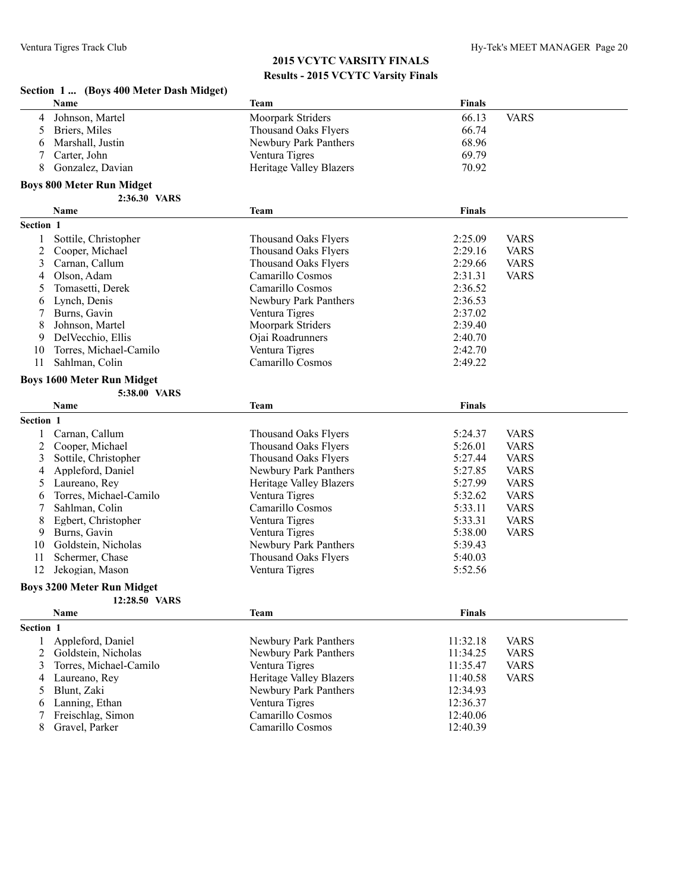## 2015 VCYTC VARSITY FINALS

### Results - 2015 VCYTC Varsity Finals

### Section 1 ... (Boys 400 Meter Dash Midget)

| | Name | Team | Finals | |
|---|---|---|---|---|
| 4 | Johnson, Martel | Moorpark Striders | 66.13 | VARS |
| 5 | Briers, Miles | Thousand Oaks Flyers | 66.74 | |
| 6 | Marshall, Justin | Newbury Park Panthers | 68.96 | |
| 7 | Carter, John | Ventura Tigres | 69.79 | |
| 8 | Gonzalez, Davian | Heritage Valley Blazers | 70.92 | |

### Boys 800 Meter Run Midget

**2:36.30 VARS**

| | Name | Team | Finals | |
|---|---|---|---|---|
| **Section 1** | | | | |
| 1 | Sottile, Christopher | Thousand Oaks Flyers | 2:25.09 | VARS |
| 2 | Cooper, Michael | Thousand Oaks Flyers | 2:29.16 | VARS |
| 3 | Carnan, Callum | Thousand Oaks Flyers | 2:29.66 | VARS |
| 4 | Olson, Adam | Camarillo Cosmos | 2:31.31 | VARS |
| 5 | Tomasetti, Derek | Camarillo Cosmos | 2:36.52 | |
| 6 | Lynch, Denis | Newbury Park Panthers | 2:36.53 | |
| 7 | Burns, Gavin | Ventura Tigres | 2:37.02 | |
| 8 | Johnson, Martel | Moorpark Striders | 2:39.40 | |
| 9 | DelVecchio, Ellis | Ojai Roadrunners | 2:40.70 | |
| 10 | Torres, Michael-Camilo | Ventura Tigres | 2:42.70 | |
| 11 | Sahlman, Colin | Camarillo Cosmos | 2:49.22 | |

### Boys 1600 Meter Run Midget

**5:38.00 VARS**

| | Name | Team | Finals | |
|---|---|---|---|---|
| **Section 1** | | | | |
| 1 | Carnan, Callum | Thousand Oaks Flyers | 5:24.37 | VARS |
| 2 | Cooper, Michael | Thousand Oaks Flyers | 5:26.01 | VARS |
| 3 | Sottile, Christopher | Thousand Oaks Flyers | 5:27.44 | VARS |
| 4 | Appleford, Daniel | Newbury Park Panthers | 5:27.85 | VARS |
| 5 | Laureano, Rey | Heritage Valley Blazers | 5:27.99 | VARS |
| 6 | Torres, Michael-Camilo | Ventura Tigres | 5:32.62 | VARS |
| 7 | Sahlman, Colin | Camarillo Cosmos | 5:33.11 | VARS |
| 8 | Egbert, Christopher | Ventura Tigres | 5:33.31 | VARS |
| 9 | Burns, Gavin | Ventura Tigres | 5:38.00 | VARS |
| 10 | Goldstein, Nicholas | Newbury Park Panthers | 5:39.43 | |
| 11 | Schermer, Chase | Thousand Oaks Flyers | 5:40.03 | |
| 12 | Jekogian, Mason | Ventura Tigres | 5:52.56 | |

### Boys 3200 Meter Run Midget

**12:28.50 VARS**

| | Name | Team | Finals | |
|---|---|---|---|---|
| **Section 1** | | | | |
| 1 | Appleford, Daniel | Newbury Park Panthers | 11:32.18 | VARS |
| 2 | Goldstein, Nicholas | Newbury Park Panthers | 11:34.25 | VARS |
| 3 | Torres, Michael-Camilo | Ventura Tigres | 11:35.47 | VARS |
| 4 | Laureano, Rey | Heritage Valley Blazers | 11:40.58 | VARS |
| 5 | Blunt, Zaki | Newbury Park Panthers | 12:34.93 | |
| 6 | Lanning, Ethan | Ventura Tigres | 12:36.37 | |
| 7 | Freischlag, Simon | Camarillo Cosmos | 12:40.06 | |
| 8 | Gravel, Parker | Camarillo Cosmos | 12:40.39 | |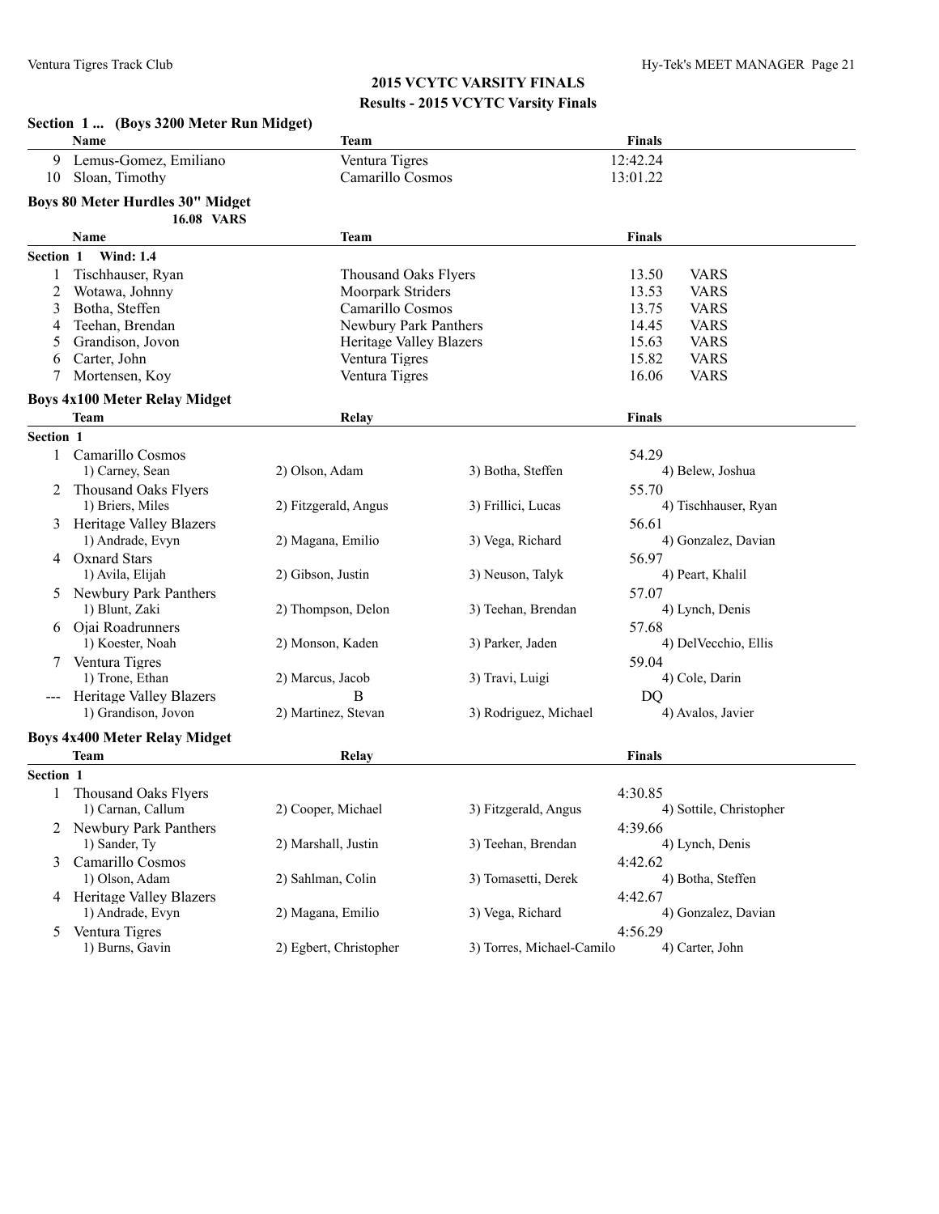## 2015 VCYTC VARSITY FINALS

### Results - 2015 VCYTC Varsity Finals

**Section 1 ... (Boys 3200 Meter Run Midget)**

| | Name | Team | Finals |
|---|---|---|---|
| 9 | Lemus-Gomez, Emiliano | Ventura Tigres | 12:42.24 |
| 10 | Sloan, Timothy | Camarillo Cosmos | 13:01.22 |

**Boys 80 Meter Hurdles 30" Midget**

16.08 VARS

| | Name | Team | Finals | |
|---|---|---|---|---|
| **Section 1 Wind: 1.4** | | | | |
| 1 | Tischhauser, Ryan | Thousand Oaks Flyers | 13.50 | VARS |
| 2 | Wotawa, Johnny | Moorpark Striders | 13.53 | VARS |
| 3 | Botha, Steffen | Camarillo Cosmos | 13.75 | VARS |
| 4 | Teehan, Brendan | Newbury Park Panthers | 14.45 | VARS |
| 5 | Grandison, Jovon | Heritage Valley Blazers | 15.63 | VARS |
| 6 | Carter, John | Ventura Tigres | 15.82 | VARS |
| 7 | Mortensen, Koy | Ventura Tigres | 16.06 | VARS |

**Boys 4x100 Meter Relay Midget**

| | Team | Relay | | Finals |
|---|---|---|---|---|
| **Section 1** | | | | |
| 1 | Camarillo Cosmos | | | 54.29 |
| | 1) Carney, Sean | 2) Olson, Adam | 3) Botha, Steffen | 4) Belew, Joshua |
| 2 | Thousand Oaks Flyers | | | 55.70 |
| | 1) Briers, Miles | 2) Fitzgerald, Angus | 3) Frillici, Lucas | 4) Tischhauser, Ryan |
| 3 | Heritage Valley Blazers | | | 56.61 |
| | 1) Andrade, Evyn | 2) Magana, Emilio | 3) Vega, Richard | 4) Gonzalez, Davian |
| 4 | Oxnard Stars | | | 56.97 |
| | 1) Avila, Elijah | 2) Gibson, Justin | 3) Neuson, Talyk | 4) Peart, Khalil |
| 5 | Newbury Park Panthers | | | 57.07 |
| | 1) Blunt, Zaki | 2) Thompson, Delon | 3) Teehan, Brendan | 4) Lynch, Denis |
| 6 | Ojai Roadrunners | | | 57.68 |
| | 1) Koester, Noah | 2) Monson, Kaden | 3) Parker, Jaden | 4) DelVecchio, Ellis |
| 7 | Ventura Tigres | | | 59.04 |
| | 1) Trone, Ethan | 2) Marcus, Jacob | 3) Travi, Luigi | 4) Cole, Darin |
| --- | Heritage Valley Blazers | B | | DQ |
| | 1) Grandison, Jovon | 2) Martinez, Stevan | 3) Rodriguez, Michael | 4) Avalos, Javier |

**Boys 4x400 Meter Relay Midget**

| | Team | Relay | | Finals |
|---|---|---|---|---|
| **Section 1** | | | | |
| 1 | Thousand Oaks Flyers | | | 4:30.85 |
| | 1) Carnan, Callum | 2) Cooper, Michael | 3) Fitzgerald, Angus | 4) Sottile, Christopher |
| 2 | Newbury Park Panthers | | | 4:39.66 |
| | 1) Sander, Ty | 2) Marshall, Justin | 3) Teehan, Brendan | 4) Lynch, Denis |
| 3 | Camarillo Cosmos | | | 4:42.62 |
| | 1) Olson, Adam | 2) Sahlman, Colin | 3) Tomasetti, Derek | 4) Botha, Steffen |
| 4 | Heritage Valley Blazers | | | 4:42.67 |
| | 1) Andrade, Evyn | 2) Magana, Emilio | 3) Vega, Richard | 4) Gonzalez, Davian |
| 5 | Ventura Tigres | | | 4:56.29 |
| | 1) Burns, Gavin | 2) Egbert, Christopher | 3) Torres, Michael-Camilo | 4) Carter, John |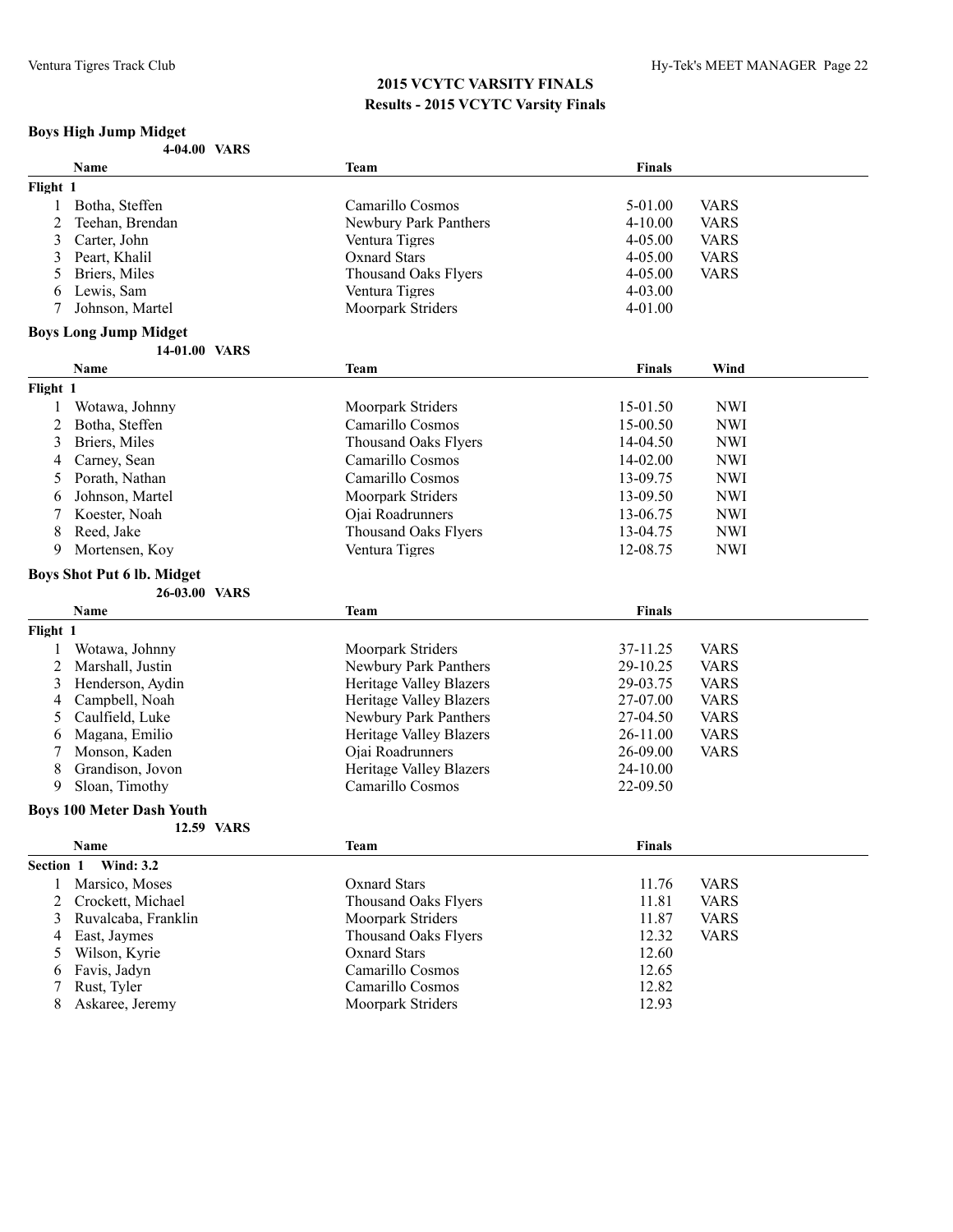# 2015 VCYTC VARSITY FINALS

## Results - 2015 VCYTC Varsity Finals

### Boys High Jump Midget

4-04.00 VARS

| | Name | Team | Finals | |
|---|---|---|---|---|
| **Flight 1** | | | | |
| 1 | Botha, Steffen | Camarillo Cosmos | 5-01.00 | VARS |
| 2 | Teehan, Brendan | Newbury Park Panthers | 4-10.00 | VARS |
| 3 | Carter, John | Ventura Tigres | 4-05.00 | VARS |
| 3 | Peart, Khalil | Oxnard Stars | 4-05.00 | VARS |
| 5 | Briers, Miles | Thousand Oaks Flyers | 4-05.00 | VARS |
| 6 | Lewis, Sam | Ventura Tigres | 4-03.00 | |
| 7 | Johnson, Martel | Moorpark Striders | 4-01.00 | |

### Boys Long Jump Midget

14-01.00 VARS

| | Name | Team | Finals | Wind |
|---|---|---|---|---|
| **Flight 1** | | | | |
| 1 | Wotawa, Johnny | Moorpark Striders | 15-01.50 | NWI |
| 2 | Botha, Steffen | Camarillo Cosmos | 15-00.50 | NWI |
| 3 | Briers, Miles | Thousand Oaks Flyers | 14-04.50 | NWI |
| 4 | Carney, Sean | Camarillo Cosmos | 14-02.00 | NWI |
| 5 | Porath, Nathan | Camarillo Cosmos | 13-09.75 | NWI |
| 6 | Johnson, Martel | Moorpark Striders | 13-09.50 | NWI |
| 7 | Koester, Noah | Ojai Roadrunners | 13-06.75 | NWI |
| 8 | Reed, Jake | Thousand Oaks Flyers | 13-04.75 | NWI |
| 9 | Mortensen, Koy | Ventura Tigres | 12-08.75 | NWI |

### Boys Shot Put 6 lb. Midget

26-03.00 VARS

| | Name | Team | Finals | |
|---|---|---|---|---|
| **Flight 1** | | | | |
| 1 | Wotawa, Johnny | Moorpark Striders | 37-11.25 | VARS |
| 2 | Marshall, Justin | Newbury Park Panthers | 29-10.25 | VARS |
| 3 | Henderson, Aydin | Heritage Valley Blazers | 29-03.75 | VARS |
| 4 | Campbell, Noah | Heritage Valley Blazers | 27-07.00 | VARS |
| 5 | Caulfield, Luke | Newbury Park Panthers | 27-04.50 | VARS |
| 6 | Magana, Emilio | Heritage Valley Blazers | 26-11.00 | VARS |
| 7 | Monson, Kaden | Ojai Roadrunners | 26-09.00 | VARS |
| 8 | Grandison, Jovon | Heritage Valley Blazers | 24-10.00 | |
| 9 | Sloan, Timothy | Camarillo Cosmos | 22-09.50 | |

### Boys 100 Meter Dash Youth

12.59 VARS

| | Name | Team | Finals | |
|---|---|---|---|---|
| **Section 1 Wind: 3.2** | | | | |
| 1 | Marsico, Moses | Oxnard Stars | 11.76 | VARS |
| 2 | Crockett, Michael | Thousand Oaks Flyers | 11.81 | VARS |
| 3 | Ruvalcaba, Franklin | Moorpark Striders | 11.87 | VARS |
| 4 | East, Jaymes | Thousand Oaks Flyers | 12.32 | VARS |
| 5 | Wilson, Kyrie | Oxnard Stars | 12.60 | |
| 6 | Favis, Jadyn | Camarillo Cosmos | 12.65 | |
| 7 | Rust, Tyler | Camarillo Cosmos | 12.82 | |
| 8 | Askaree, Jeremy | Moorpark Striders | 12.93 | |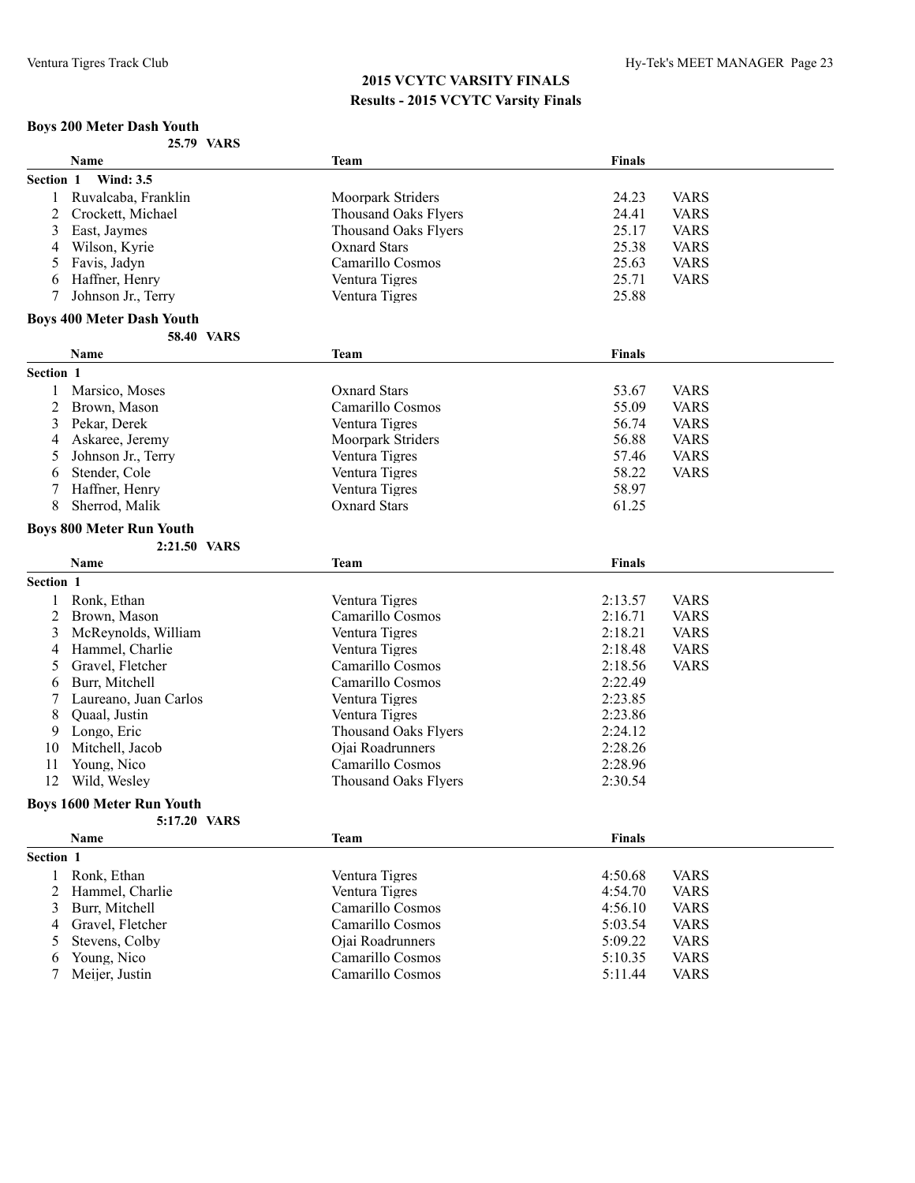## 2015 VCYTC VARSITY FINALS

### Results - 2015 VCYTC Varsity Finals

#### Boys 200 Meter Dash Youth

25.79 VARS

**Section 1 Wind: 3.5**

| | Name | Team | Finals | |
|---|---|---|---|---|
| 1 | Ruvalcaba, Franklin | Moorpark Striders | 24.23 | VARS |
| 2 | Crockett, Michael | Thousand Oaks Flyers | 24.41 | VARS |
| 3 | East, Jaymes | Thousand Oaks Flyers | 25.17 | VARS |
| 4 | Wilson, Kyrie | Oxnard Stars | 25.38 | VARS |
| 5 | Favis, Jadyn | Camarillo Cosmos | 25.63 | VARS |
| 6 | Haffner, Henry | Ventura Tigres | 25.71 | VARS |
| 7 | Johnson Jr., Terry | Ventura Tigres | 25.88 | |

#### Boys 400 Meter Dash Youth

58.40 VARS

**Section 1**

| | Name | Team | Finals | |
|---|---|---|---|---|
| 1 | Marsico, Moses | Oxnard Stars | 53.67 | VARS |
| 2 | Brown, Mason | Camarillo Cosmos | 55.09 | VARS |
| 3 | Pekar, Derek | Ventura Tigres | 56.74 | VARS |
| 4 | Askaree, Jeremy | Moorpark Striders | 56.88 | VARS |
| 5 | Johnson Jr., Terry | Ventura Tigres | 57.46 | VARS |
| 6 | Stender, Cole | Ventura Tigres | 58.22 | VARS |
| 7 | Haffner, Henry | Ventura Tigres | 58.97 | |
| 8 | Sherrod, Malik | Oxnard Stars | 61.25 | |

#### Boys 800 Meter Run Youth

2:21.50 VARS

**Section 1**

| | Name | Team | Finals | |
|---|---|---|---|---|
| 1 | Ronk, Ethan | Ventura Tigres | 2:13.57 | VARS |
| 2 | Brown, Mason | Camarillo Cosmos | 2:16.71 | VARS |
| 3 | McReynolds, William | Ventura Tigres | 2:18.21 | VARS |
| 4 | Hammel, Charlie | Ventura Tigres | 2:18.48 | VARS |
| 5 | Gravel, Fletcher | Camarillo Cosmos | 2:18.56 | VARS |
| 6 | Burr, Mitchell | Camarillo Cosmos | 2:22.49 | |
| 7 | Laureano, Juan Carlos | Ventura Tigres | 2:23.85 | |
| 8 | Quaal, Justin | Ventura Tigres | 2:23.86 | |
| 9 | Longo, Eric | Thousand Oaks Flyers | 2:24.12 | |
| 10 | Mitchell, Jacob | Ojai Roadrunners | 2:28.26 | |
| 11 | Young, Nico | Camarillo Cosmos | 2:28.96 | |
| 12 | Wild, Wesley | Thousand Oaks Flyers | 2:30.54 | |

#### Boys 1600 Meter Run Youth

5:17.20 VARS

**Section 1**

| | Name | Team | Finals | |
|---|---|---|---|---|
| 1 | Ronk, Ethan | Ventura Tigres | 4:50.68 | VARS |
| 2 | Hammel, Charlie | Ventura Tigres | 4:54.70 | VARS |
| 3 | Burr, Mitchell | Camarillo Cosmos | 4:56.10 | VARS |
| 4 | Gravel, Fletcher | Camarillo Cosmos | 5:03.54 | VARS |
| 5 | Stevens, Colby | Ojai Roadrunners | 5:09.22 | VARS |
| 6 | Young, Nico | Camarillo Cosmos | 5:10.35 | VARS |
| 7 | Meijer, Justin | Camarillo Cosmos | 5:11.44 | VARS |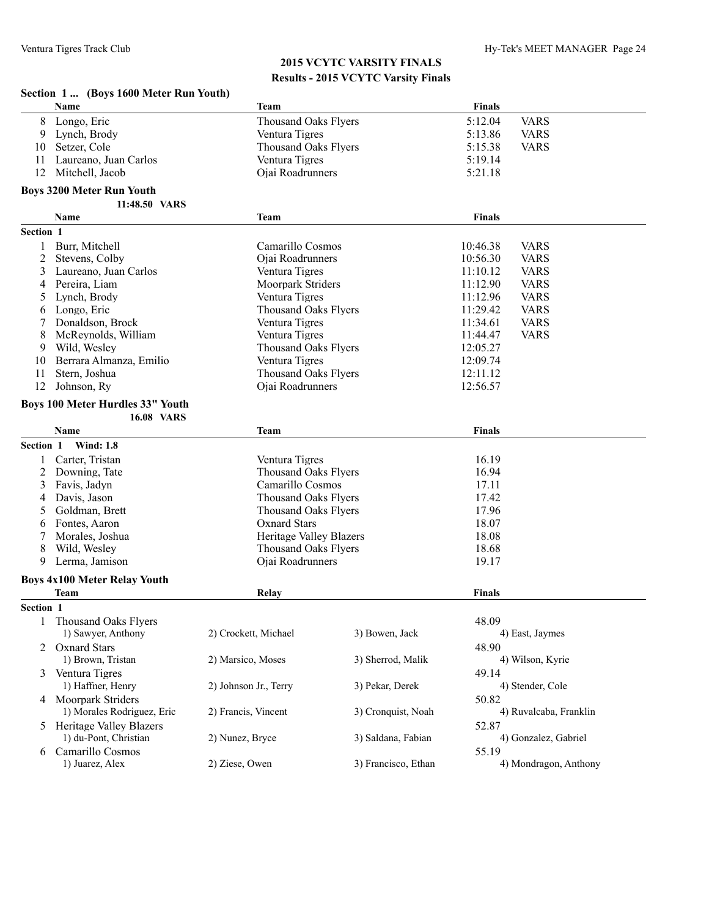## 2015 VCYTC VARSITY FINALS

### Results - 2015 VCYTC Varsity Finals

### Section 1 ... (Boys 1600 Meter Run Youth)

| | Name | Team | Finals | |
|---|---|---|---|---|
| 8 | Longo, Eric | Thousand Oaks Flyers | 5:12.04 | VARS |
| 9 | Lynch, Brody | Ventura Tigres | 5:13.86 | VARS |
| 10 | Setzer, Cole | Thousand Oaks Flyers | 5:15.38 | VARS |
| 11 | Laureano, Juan Carlos | Ventura Tigres | 5:19.14 | |
| 12 | Mitchell, Jacob | Ojai Roadrunners | 5:21.18 | |

### Boys 3200 Meter Run Youth

**11:48.50 VARS**

| | Name | Team | Finals | |
|---|---|---|---|---|
| **Section 1** | | | | |
| 1 | Burr, Mitchell | Camarillo Cosmos | 10:46.38 | VARS |
| 2 | Stevens, Colby | Ojai Roadrunners | 10:56.30 | VARS |
| 3 | Laureano, Juan Carlos | Ventura Tigres | 11:10.12 | VARS |
| 4 | Pereira, Liam | Moorpark Striders | 11:12.90 | VARS |
| 5 | Lynch, Brody | Ventura Tigres | 11:12.96 | VARS |
| 6 | Longo, Eric | Thousand Oaks Flyers | 11:29.42 | VARS |
| 7 | Donaldson, Brock | Ventura Tigres | 11:34.61 | VARS |
| 8 | McReynolds, William | Ventura Tigres | 11:44.47 | VARS |
| 9 | Wild, Wesley | Thousand Oaks Flyers | 12:05.27 | |
| 10 | Berrara Almanza, Emilio | Ventura Tigres | 12:09.74 | |
| 11 | Stern, Joshua | Thousand Oaks Flyers | 12:11.12 | |
| 12 | Johnson, Ry | Ojai Roadrunners | 12:56.57 | |

### Boys 100 Meter Hurdles 33" Youth

**16.08 VARS**

| | Name | Team | Finals |
|---|---|---|---|
| **Section 1 Wind: 1.8** | | | |
| 1 | Carter, Tristan | Ventura Tigres | 16.19 |
| 2 | Downing, Tate | Thousand Oaks Flyers | 16.94 |
| 3 | Favis, Jadyn | Camarillo Cosmos | 17.11 |
| 4 | Davis, Jason | Thousand Oaks Flyers | 17.42 |
| 5 | Goldman, Brett | Thousand Oaks Flyers | 17.96 |
| 6 | Fontes, Aaron | Oxnard Stars | 18.07 |
| 7 | Morales, Joshua | Heritage Valley Blazers | 18.08 |
| 8 | Wild, Wesley | Thousand Oaks Flyers | 18.68 |
| 9 | Lerma, Jamison | Ojai Roadrunners | 19.17 |

### Boys 4x100 Meter Relay Youth

| | Team | Relay | | Finals |
|---|---|---|---|---|
| **Section 1** | | | | |
| 1 | Thousand Oaks Flyers | | | 48.09 |
| | 1) Sawyer, Anthony | 2) Crockett, Michael | 3) Bowen, Jack | 4) East, Jaymes |
| 2 | Oxnard Stars | | | 48.90 |
| | 1) Brown, Tristan | 2) Marsico, Moses | 3) Sherrod, Malik | 4) Wilson, Kyrie |
| 3 | Ventura Tigres | | | 49.14 |
| | 1) Haffner, Henry | 2) Johnson Jr., Terry | 3) Pekar, Derek | 4) Stender, Cole |
| 4 | Moorpark Striders | | | 50.82 |
| | 1) Morales Rodriguez, Eric | 2) Francis, Vincent | 3) Cronquist, Noah | 4) Ruvalcaba, Franklin |
| 5 | Heritage Valley Blazers | | | 52.87 |
| | 1) du-Pont, Christian | 2) Nunez, Bryce | 3) Saldana, Fabian | 4) Gonzalez, Gabriel |
| 6 | Camarillo Cosmos | | | 55.19 |
| | 1) Juarez, Alex | 2) Ziese, Owen | 3) Francisco, Ethan | 4) Mondragon, Anthony |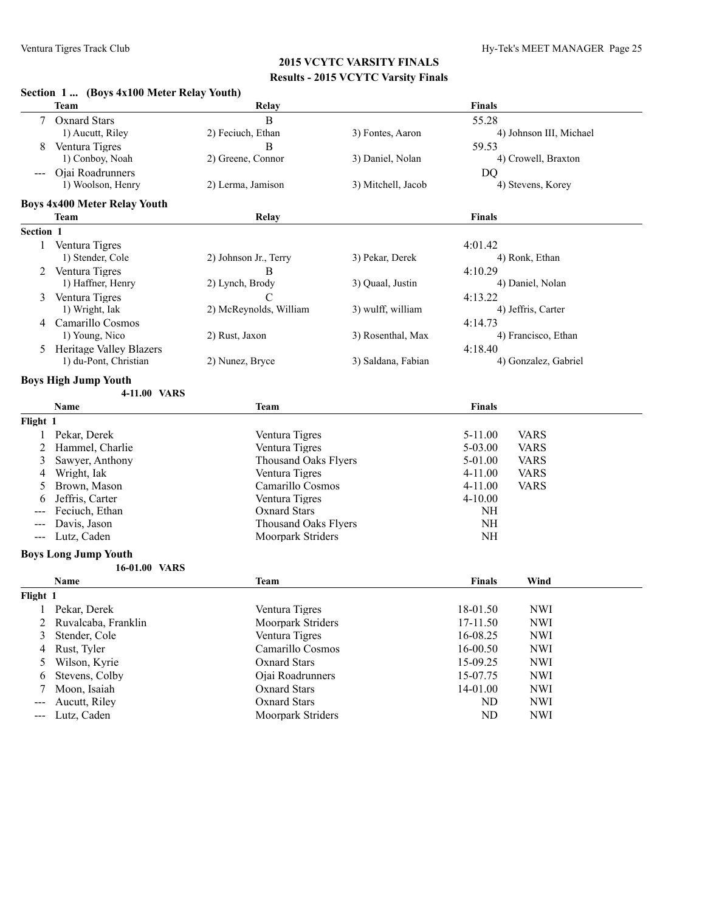## 2015 VCYTC VARSITY FINALS

### Results - 2015 VCYTC Varsity Finals

**Section 1 ... (Boys 4x100 Meter Relay Youth)**

| | Team | Relay | | Finals |
|---|---|---|---|---|
| 7 | Oxnard Stars | B | | 55.28 |
| | 1) Aucutt, Riley | 2) Feciuch, Ethan | 3) Fontes, Aaron | 4) Johnson III, Michael |
| 8 | Ventura Tigres | B | | 59.53 |
| | 1) Conboy, Noah | 2) Greene, Connor | 3) Daniel, Nolan | 4) Crowell, Braxton |
| --- | Ojai Roadrunners | | | DQ |
| | 1) Woolson, Henry | 2) Lerma, Jamison | 3) Mitchell, Jacob | 4) Stevens, Korey |

**Boys 4x400 Meter Relay Youth**

| | Team | Relay | | Finals |
|---|---|---|---|---|
| **Section 1** | | | | |
| 1 | Ventura Tigres | | | 4:01.42 |
| | 1) Stender, Cole | 2) Johnson Jr., Terry | 3) Pekar, Derek | 4) Ronk, Ethan |
| 2 | Ventura Tigres | B | | 4:10.29 |
| | 1) Haffner, Henry | 2) Lynch, Brody | 3) Quaal, Justin | 4) Daniel, Nolan |
| 3 | Ventura Tigres | C | | 4:13.22 |
| | 1) Wright, Iak | 2) McReynolds, William | 3) wulff, william | 4) Jeffris, Carter |
| 4 | Camarillo Cosmos | | | 4:14.73 |
| | 1) Young, Nico | 2) Rust, Jaxon | 3) Rosenthal, Max | 4) Francisco, Ethan |
| 5 | Heritage Valley Blazers | | | 4:18.40 |
| | 1) du-Pont, Christian | 2) Nunez, Bryce | 3) Saldana, Fabian | 4) Gonzalez, Gabriel |

**Boys High Jump Youth**

4-11.00 VARS

| | Name | Team | Finals | |
|---|---|---|---|---|
| **Flight 1** | | | | |
| 1 | Pekar, Derek | Ventura Tigres | 5-11.00 | VARS |
| 2 | Hammel, Charlie | Ventura Tigres | 5-03.00 | VARS |
| 3 | Sawyer, Anthony | Thousand Oaks Flyers | 5-01.00 | VARS |
| 4 | Wright, Iak | Ventura Tigres | 4-11.00 | VARS |
| 5 | Brown, Mason | Camarillo Cosmos | 4-11.00 | VARS |
| 6 | Jeffris, Carter | Ventura Tigres | 4-10.00 | |
| --- | Feciuch, Ethan | Oxnard Stars | NH | |
| --- | Davis, Jason | Thousand Oaks Flyers | NH | |
| --- | Lutz, Caden | Moorpark Striders | NH | |

**Boys Long Jump Youth**

16-01.00 VARS

| | Name | Team | Finals | Wind |
|---|---|---|---|---|
| **Flight 1** | | | | |
| 1 | Pekar, Derek | Ventura Tigres | 18-01.50 | NWI |
| 2 | Ruvalcaba, Franklin | Moorpark Striders | 17-11.50 | NWI |
| 3 | Stender, Cole | Ventura Tigres | 16-08.25 | NWI |
| 4 | Rust, Tyler | Camarillo Cosmos | 16-00.50 | NWI |
| 5 | Wilson, Kyrie | Oxnard Stars | 15-09.25 | NWI |
| 6 | Stevens, Colby | Ojai Roadrunners | 15-07.75 | NWI |
| 7 | Moon, Isaiah | Oxnard Stars | 14-01.00 | NWI |
| --- | Aucutt, Riley | Oxnard Stars | ND | NWI |
| --- | Lutz, Caden | Moorpark Striders | ND | NWI |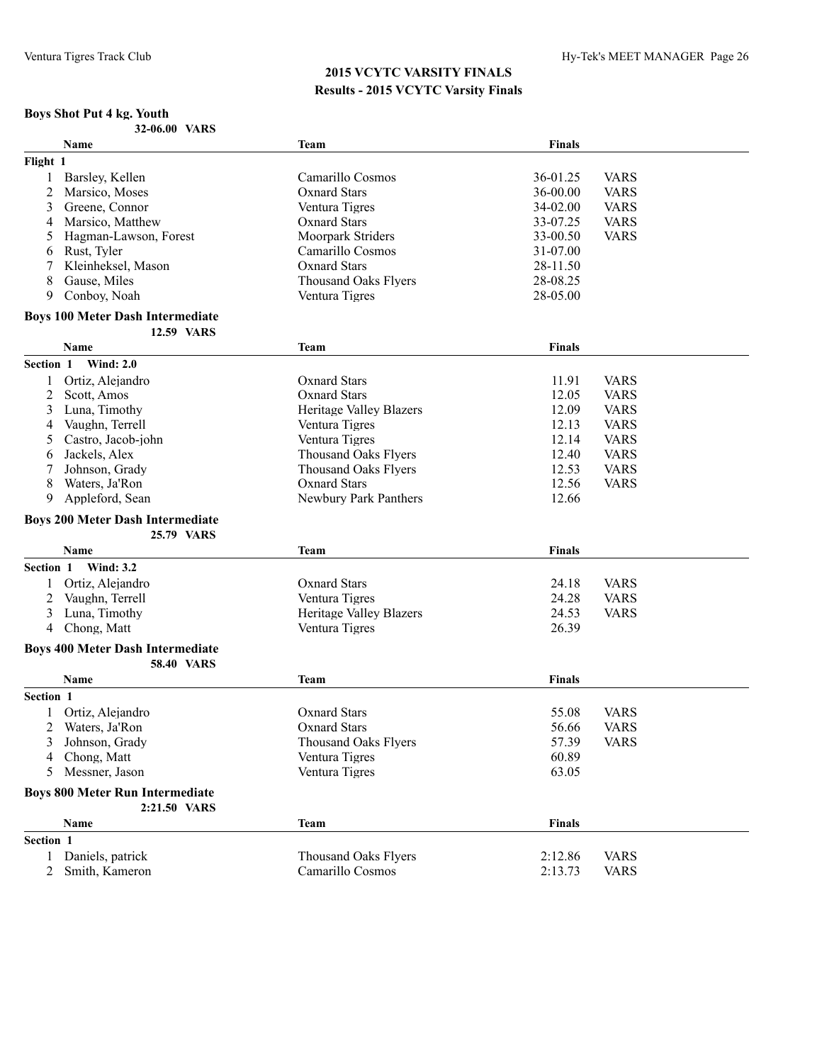## 2015 VCYTC VARSITY FINALS

### Results - 2015 VCYTC Varsity Finals

**Boys Shot Put 4 kg. Youth**

32-06.00 VARS

| | Name | Team | Finals | |
|---|---|---|---|---|
| **Flight 1** | | | | |
| 1 | Barsley, Kellen | Camarillo Cosmos | 36-01.25 | VARS |
| 2 | Marsico, Moses | Oxnard Stars | 36-00.00 | VARS |
| 3 | Greene, Connor | Ventura Tigres | 34-02.00 | VARS |
| 4 | Marsico, Matthew | Oxnard Stars | 33-07.25 | VARS |
| 5 | Hagman-Lawson, Forest | Moorpark Striders | 33-00.50 | VARS |
| 6 | Rust, Tyler | Camarillo Cosmos | 31-07.00 | |
| 7 | Kleinheksel, Mason | Oxnard Stars | 28-11.50 | |
| 8 | Gause, Miles | Thousand Oaks Flyers | 28-08.25 | |
| 9 | Conboy, Noah | Ventura Tigres | 28-05.00 | |

**Boys 100 Meter Dash Intermediate**

12.59 VARS

| | Name | Team | Finals | |
|---|---|---|---|---|
| **Section 1 Wind: 2.0** | | | | |
| 1 | Ortiz, Alejandro | Oxnard Stars | 11.91 | VARS |
| 2 | Scott, Amos | Oxnard Stars | 12.05 | VARS |
| 3 | Luna, Timothy | Heritage Valley Blazers | 12.09 | VARS |
| 4 | Vaughn, Terrell | Ventura Tigres | 12.13 | VARS |
| 5 | Castro, Jacob-john | Ventura Tigres | 12.14 | VARS |
| 6 | Jackels, Alex | Thousand Oaks Flyers | 12.40 | VARS |
| 7 | Johnson, Grady | Thousand Oaks Flyers | 12.53 | VARS |
| 8 | Waters, Ja'Ron | Oxnard Stars | 12.56 | VARS |
| 9 | Appleford, Sean | Newbury Park Panthers | 12.66 | |

**Boys 200 Meter Dash Intermediate**

25.79 VARS

| | Name | Team | Finals | |
|---|---|---|---|---|
| **Section 1 Wind: 3.2** | | | | |
| 1 | Ortiz, Alejandro | Oxnard Stars | 24.18 | VARS |
| 2 | Vaughn, Terrell | Ventura Tigres | 24.28 | VARS |
| 3 | Luna, Timothy | Heritage Valley Blazers | 24.53 | VARS |
| 4 | Chong, Matt | Ventura Tigres | 26.39 | |

**Boys 400 Meter Dash Intermediate**

58.40 VARS

| | Name | Team | Finals | |
|---|---|---|---|---|
| **Section 1** | | | | |
| 1 | Ortiz, Alejandro | Oxnard Stars | 55.08 | VARS |
| 2 | Waters, Ja'Ron | Oxnard Stars | 56.66 | VARS |
| 3 | Johnson, Grady | Thousand Oaks Flyers | 57.39 | VARS |
| 4 | Chong, Matt | Ventura Tigres | 60.89 | |
| 5 | Messner, Jason | Ventura Tigres | 63.05 | |

**Boys 800 Meter Run Intermediate**

2:21.50 VARS

| | Name | Team | Finals | |
|---|---|---|---|---|
| **Section 1** | | | | |
| 1 | Daniels, patrick | Thousand Oaks Flyers | 2:12.86 | VARS |
| 2 | Smith, Kameron | Camarillo Cosmos | 2:13.73 | VARS |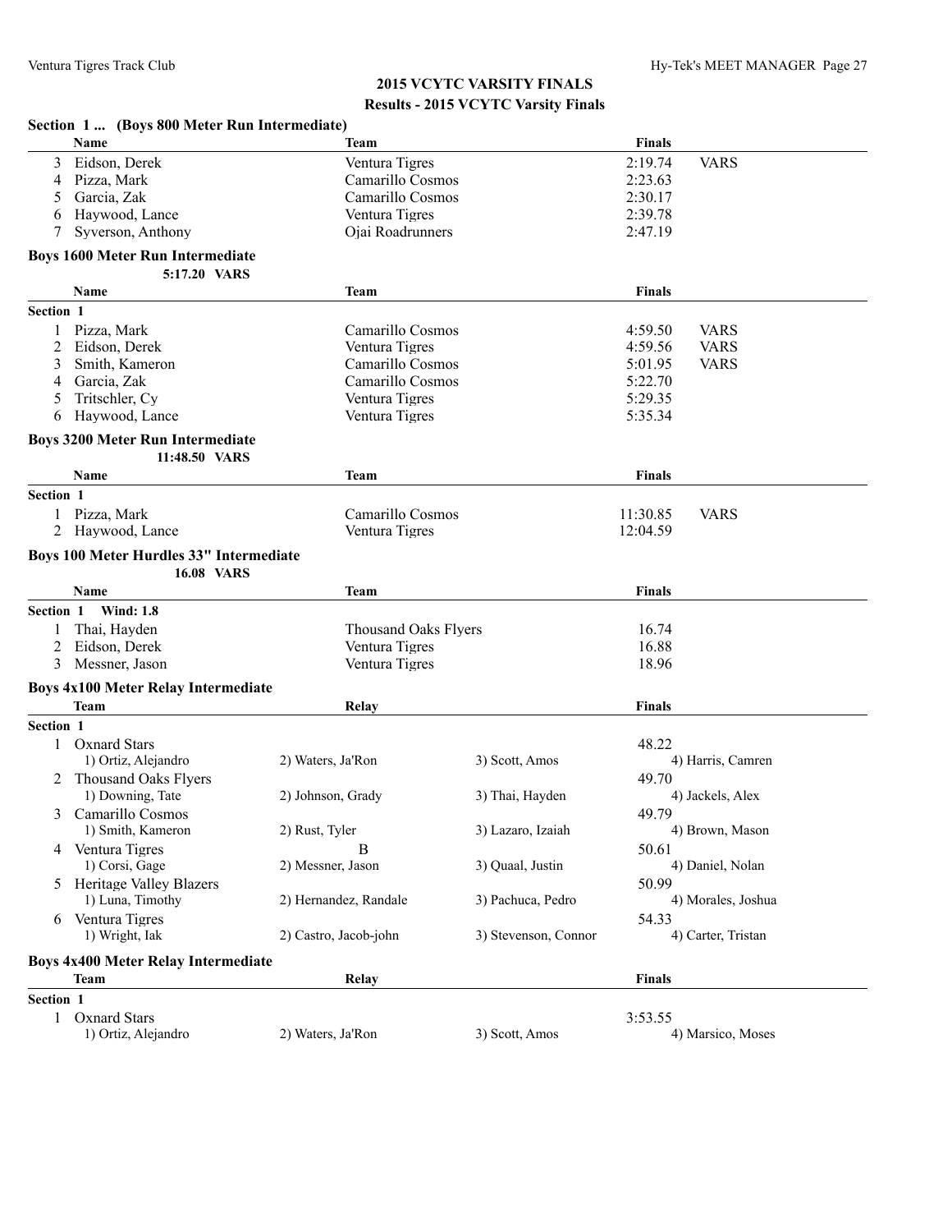## 2015 VCYTC VARSITY FINALS

### Results - 2015 VCYTC Varsity Finals

**Section 1 ... (Boys 800 Meter Run Intermediate)**

| | Name | Team | Finals | |
|---|---|---|---|---|
| 3 | Eidson, Derek | Ventura Tigres | 2:19.74 | VARS |
| 4 | Pizza, Mark | Camarillo Cosmos | 2:23.63 | |
| 5 | Garcia, Zak | Camarillo Cosmos | 2:30.17 | |
| 6 | Haywood, Lance | Ventura Tigres | 2:39.78 | |
| 7 | Syverson, Anthony | Ojai Roadrunners | 2:47.19 | |

**Boys 1600 Meter Run Intermediate**

5:17.20 VARS

| | Name | Team | Finals | |
|---|---|---|---|---|
| **Section 1** | | | | |
| 1 | Pizza, Mark | Camarillo Cosmos | 4:59.50 | VARS |
| 2 | Eidson, Derek | Ventura Tigres | 4:59.56 | VARS |
| 3 | Smith, Kameron | Camarillo Cosmos | 5:01.95 | VARS |
| 4 | Garcia, Zak | Camarillo Cosmos | 5:22.70 | |
| 5 | Tritschler, Cy | Ventura Tigres | 5:29.35 | |
| 6 | Haywood, Lance | Ventura Tigres | 5:35.34 | |

**Boys 3200 Meter Run Intermediate**

11:48.50 VARS

| | Name | Team | Finals | |
|---|---|---|---|---|
| **Section 1** | | | | |
| 1 | Pizza, Mark | Camarillo Cosmos | 11:30.85 | VARS |
| 2 | Haywood, Lance | Ventura Tigres | 12:04.59 | |

**Boys 100 Meter Hurdles 33" Intermediate**

16.08 VARS

| | Name | Team | Finals |
|---|---|---|---|
| **Section 1 Wind: 1.8** | | | |
| 1 | Thai, Hayden | Thousand Oaks Flyers | 16.74 |
| 2 | Eidson, Derek | Ventura Tigres | 16.88 |
| 3 | Messner, Jason | Ventura Tigres | 18.96 |

**Boys 4x100 Meter Relay Intermediate**

| | Team | Relay | | Finals |
|---|---|---|---|---|
| **Section 1** | | | | |
| 1 | Oxnard Stars | | | 48.22 |
| | 1) Ortiz, Alejandro | 2) Waters, Ja'Ron | 3) Scott, Amos | 4) Harris, Camren |
| 2 | Thousand Oaks Flyers | | | 49.70 |
| | 1) Downing, Tate | 2) Johnson, Grady | 3) Thai, Hayden | 4) Jackels, Alex |
| 3 | Camarillo Cosmos | | | 49.79 |
| | 1) Smith, Kameron | 2) Rust, Tyler | 3) Lazaro, Izaiah | 4) Brown, Mason |
| 4 | Ventura Tigres | B | | 50.61 |
| | 1) Corsi, Gage | 2) Messner, Jason | 3) Quaal, Justin | 4) Daniel, Nolan |
| 5 | Heritage Valley Blazers | | | 50.99 |
| | 1) Luna, Timothy | 2) Hernandez, Randale | 3) Pachuca, Pedro | 4) Morales, Joshua |
| 6 | Ventura Tigres | | | 54.33 |
| | 1) Wright, Iak | 2) Castro, Jacob-john | 3) Stevenson, Connor | 4) Carter, Tristan |

**Boys 4x400 Meter Relay Intermediate**

| | Team | Relay | | Finals |
|---|---|---|---|---|
| **Section 1** | | | | |
| 1 | Oxnard Stars | | | 3:53.55 |
| | 1) Ortiz, Alejandro | 2) Waters, Ja'Ron | 3) Scott, Amos | 4) Marsico, Moses |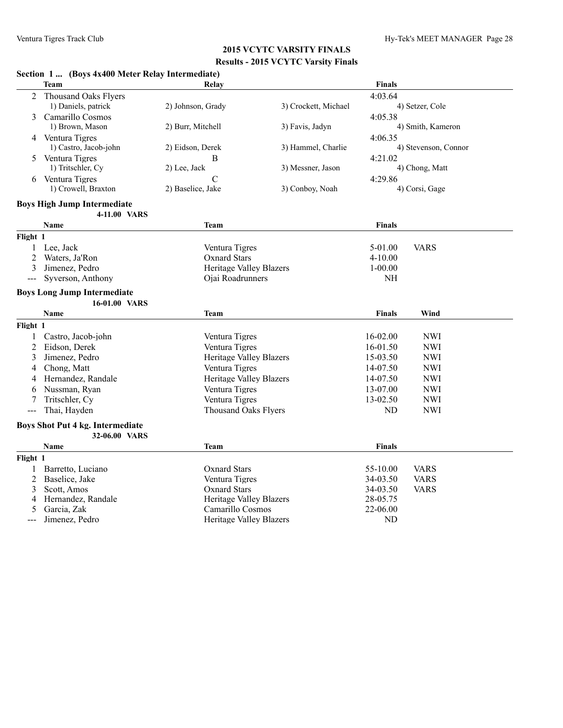## 2015 VCYTC VARSITY FINALS

### Results - 2015 VCYTC Varsity Finals

**Section 1 ... (Boys 4x400 Meter Relay Intermediate)**

| | Team | Relay | | Finals |
|---|---|---|---|---|
| 2 | Thousand Oaks Flyers | | | 4:03.64 |
| | 1) Daniels, patrick | 2) Johnson, Grady | 3) Crockett, Michael | 4) Setzer, Cole |
| 3 | Camarillo Cosmos | | | 4:05.38 |
| | 1) Brown, Mason | 2) Burr, Mitchell | 3) Favis, Jadyn | 4) Smith, Kameron |
| 4 | Ventura Tigres | | | 4:06.35 |
| | 1) Castro, Jacob-john | 2) Eidson, Derek | 3) Hammel, Charlie | 4) Stevenson, Connor |
| 5 | Ventura Tigres | B | | 4:21.02 |
| | 1) Tritschler, Cy | 2) Lee, Jack | 3) Messner, Jason | 4) Chong, Matt |
| 6 | Ventura Tigres | C | | 4:29.86 |
| | 1) Crowell, Braxton | 2) Baselice, Jake | 3) Conboy, Noah | 4) Corsi, Gage |

**Boys High Jump Intermediate**

4-11.00 VARS

| | Name | Team | Finals | |
|---|---|---|---|---|
| **Flight 1** | | | | |
| 1 | Lee, Jack | Ventura Tigres | 5-01.00 | VARS |
| 2 | Waters, Ja'Ron | Oxnard Stars | 4-10.00 | |
| 3 | Jimenez, Pedro | Heritage Valley Blazers | 1-00.00 | |
| --- | Syverson, Anthony | Ojai Roadrunners | NH | |

**Boys Long Jump Intermediate**

16-01.00 VARS

| | Name | Team | Finals | Wind |
|---|---|---|---|---|
| **Flight 1** | | | | |
| 1 | Castro, Jacob-john | Ventura Tigres | 16-02.00 | NWI |
| 2 | Eidson, Derek | Ventura Tigres | 16-01.50 | NWI |
| 3 | Jimenez, Pedro | Heritage Valley Blazers | 15-03.50 | NWI |
| 4 | Chong, Matt | Ventura Tigres | 14-07.50 | NWI |
| 4 | Hernandez, Randale | Heritage Valley Blazers | 14-07.50 | NWI |
| 6 | Nussman, Ryan | Ventura Tigres | 13-07.00 | NWI |
| 7 | Tritschler, Cy | Ventura Tigres | 13-02.50 | NWI |
| --- | Thai, Hayden | Thousand Oaks Flyers | ND | NWI |

**Boys Shot Put 4 kg. Intermediate**

32-06.00 VARS

| | Name | Team | Finals | |
|---|---|---|---|---|
| **Flight 1** | | | | |
| 1 | Barretto, Luciano | Oxnard Stars | 55-10.00 | VARS |
| 2 | Baselice, Jake | Ventura Tigres | 34-03.50 | VARS |
| 3 | Scott, Amos | Oxnard Stars | 34-03.50 | VARS |
| 4 | Hernandez, Randale | Heritage Valley Blazers | 28-05.75 | |
| 5 | Garcia, Zak | Camarillo Cosmos | 22-06.00 | |
| --- | Jimenez, Pedro | Heritage Valley Blazers | ND | |